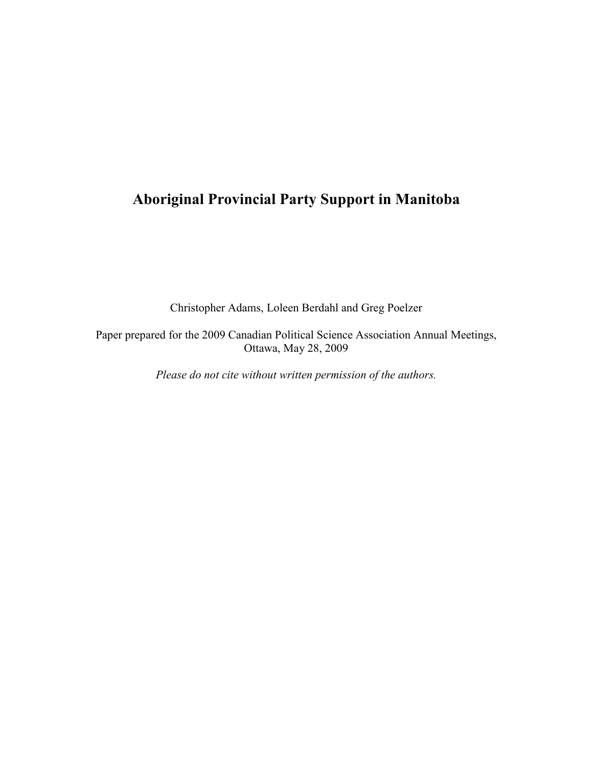# Aboriginal Provincial Party Support in Manitoba

Christopher Adams, Loleen Berdahl and Greg Poelzer

Paper prepared for the 2009 Canadian Political Science Association Annual Meetings, Ottawa, May 28, 2009

*Please do not cite without written permission of the authors.*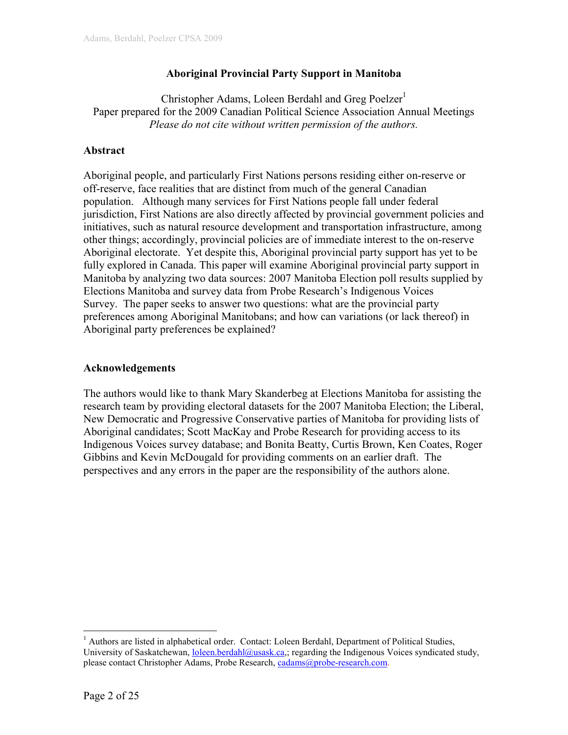**Aboriginal Provincial Party Support in Manitoba**

Christopher Adams, Loleen Berdahl and Greg Poelzer[1]
Paper prepared for the 2009 Canadian Political Science Association Annual Meetings
*Please do not cite without written permission of the authors.*

## Abstract

Aboriginal people, and particularly First Nations persons residing either on-reserve or off-reserve, face realities that are distinct from much of the general Canadian population. Although many services for First Nations people fall under federal jurisdiction, First Nations are also directly affected by provincial government policies and initiatives, such as natural resource development and transportation infrastructure, among other things; accordingly, provincial policies are of immediate interest to the on-reserve Aboriginal electorate. Yet despite this, Aboriginal provincial party support has yet to be fully explored in Canada. This paper will examine Aboriginal provincial party support in Manitoba by analyzing two data sources: 2007 Manitoba Election poll results supplied by Elections Manitoba and survey data from Probe Research's Indigenous Voices Survey. The paper seeks to answer two questions: what are the provincial party preferences among Aboriginal Manitobans; and how can variations (or lack thereof) in Aboriginal party preferences be explained?

## Acknowledgements

The authors would like to thank Mary Skanderbeg at Elections Manitoba for assisting the research team by providing electoral datasets for the 2007 Manitoba Election; the Liberal, New Democratic and Progressive Conservative parties of Manitoba for providing lists of Aboriginal candidates; Scott MacKay and Probe Research for providing access to its Indigenous Voices survey database; and Bonita Beatty, Curtis Brown, Ken Coates, Roger Gibbins and Kevin McDougald for providing comments on an earlier draft. The perspectives and any errors in the paper are the responsibility of the authors alone.

---

[1] Authors are listed in alphabetical order. Contact: Loleen Berdahl, Department of Political Studies, University of Saskatchewan, loleen.berdahl@usask.ca,; regarding the Indigenous Voices syndicated study, please contact Christopher Adams, Probe Research, cadams@probe-research.com.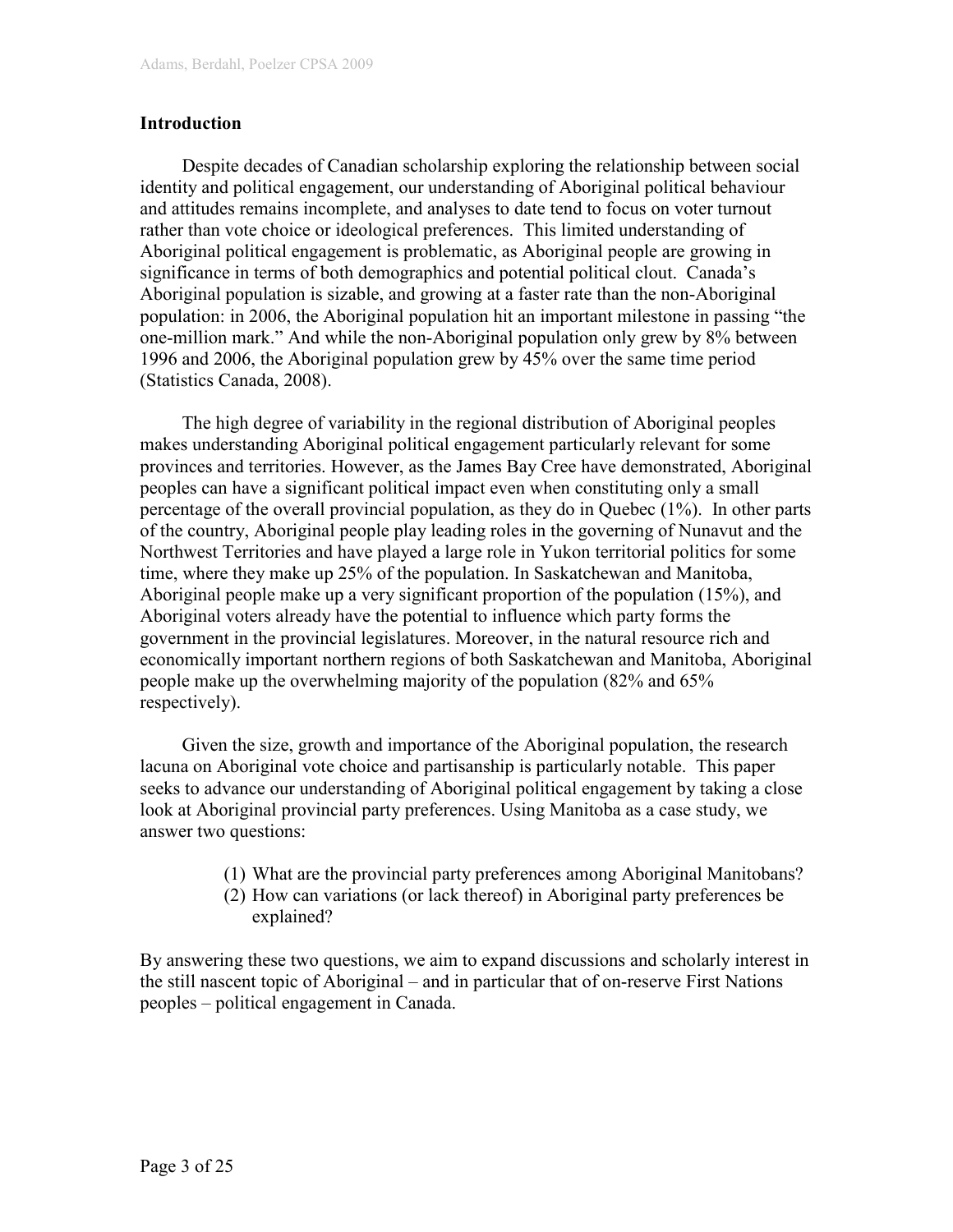## Introduction

Despite decades of Canadian scholarship exploring the relationship between social identity and political engagement, our understanding of Aboriginal political behaviour and attitudes remains incomplete, and analyses to date tend to focus on voter turnout rather than vote choice or ideological preferences. This limited understanding of Aboriginal political engagement is problematic, as Aboriginal people are growing in significance in terms of both demographics and potential political clout. Canada's Aboriginal population is sizable, and growing at a faster rate than the non-Aboriginal population: in 2006, the Aboriginal population hit an important milestone in passing "the one-million mark." And while the non-Aboriginal population only grew by 8% between 1996 and 2006, the Aboriginal population grew by 45% over the same time period (Statistics Canada, 2008).

The high degree of variability in the regional distribution of Aboriginal peoples makes understanding Aboriginal political engagement particularly relevant for some provinces and territories. However, as the James Bay Cree have demonstrated, Aboriginal peoples can have a significant political impact even when constituting only a small percentage of the overall provincial population, as they do in Quebec (1%). In other parts of the country, Aboriginal people play leading roles in the governing of Nunavut and the Northwest Territories and have played a large role in Yukon territorial politics for some time, where they make up 25% of the population. In Saskatchewan and Manitoba, Aboriginal people make up a very significant proportion of the population (15%), and Aboriginal voters already have the potential to influence which party forms the government in the provincial legislatures. Moreover, in the natural resource rich and economically important northern regions of both Saskatchewan and Manitoba, Aboriginal people make up the overwhelming majority of the population (82% and 65% respectively).

Given the size, growth and importance of the Aboriginal population, the research lacuna on Aboriginal vote choice and partisanship is particularly notable. This paper seeks to advance our understanding of Aboriginal political engagement by taking a close look at Aboriginal provincial party preferences. Using Manitoba as a case study, we answer two questions:

(1) What are the provincial party preferences among Aboriginal Manitobans?
(2) How can variations (or lack thereof) in Aboriginal party preferences be explained?

By answering these two questions, we aim to expand discussions and scholarly interest in the still nascent topic of Aboriginal – and in particular that of on-reserve First Nations peoples – political engagement in Canada.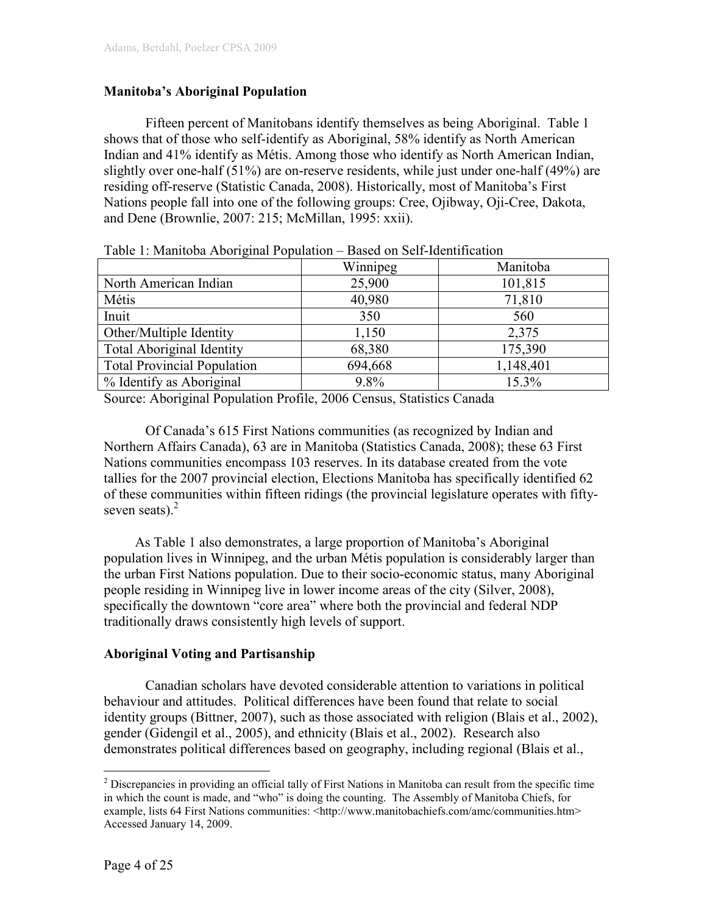## Manitoba's Aboriginal Population

Fifteen percent of Manitobans identify themselves as being Aboriginal. Table 1 shows that of those who self-identify as Aboriginal, 58% identify as North American Indian and 41% identify as Métis. Among those who identify as North American Indian, slightly over one-half (51%) are on-reserve residents, while just under one-half (49%) are residing off-reserve (Statistic Canada, 2008). Historically, most of Manitoba's First Nations people fall into one of the following groups: Cree, Ojibway, Oji-Cree, Dakota, and Dene (Brownlie, 2007: 215; McMillan, 1995: xxii).

Table 1: Manitoba Aboriginal Population – Based on Self-Identification

| | Winnipeg | Manitoba |
|---|---|---|
| North American Indian | 25,900 | 101,815 |
| Métis | 40,980 | 71,810 |
| Inuit | 350 | 560 |
| Other/Multiple Identity | 1,150 | 2,375 |
| Total Aboriginal Identity | 68,380 | 175,390 |
| Total Provincial Population | 694,668 | 1,148,401 |
| % Identify as Aboriginal | 9.8% | 15.3% |

Source: Aboriginal Population Profile, 2006 Census, Statistics Canada

Of Canada's 615 First Nations communities (as recognized by Indian and Northern Affairs Canada), 63 are in Manitoba (Statistics Canada, 2008); these 63 First Nations communities encompass 103 reserves. In its database created from the vote tallies for the 2007 provincial election, Elections Manitoba has specifically identified 62 of these communities within fifteen ridings (the provincial legislature operates with fifty-seven seats).[2]

As Table 1 also demonstrates, a large proportion of Manitoba's Aboriginal population lives in Winnipeg, and the urban Métis population is considerably larger than the urban First Nations population. Due to their socio-economic status, many Aboriginal people residing in Winnipeg live in lower income areas of the city (Silver, 2008), specifically the downtown "core area" where both the provincial and federal NDP traditionally draws consistently high levels of support.

## Aboriginal Voting and Partisanship

Canadian scholars have devoted considerable attention to variations in political behaviour and attitudes. Political differences have been found that relate to social identity groups (Bittner, 2007), such as those associated with religion (Blais et al., 2002), gender (Gidengil et al., 2005), and ethnicity (Blais et al., 2002). Research also demonstrates political differences based on geography, including regional (Blais et al.,

[2] Discrepancies in providing an official tally of First Nations in Manitoba can result from the specific time in which the count is made, and "who" is doing the counting. The Assembly of Manitoba Chiefs, for example, lists 64 First Nations communities: <http://www.manitobachiefs.com/amc/communities.htm> Accessed January 14, 2009.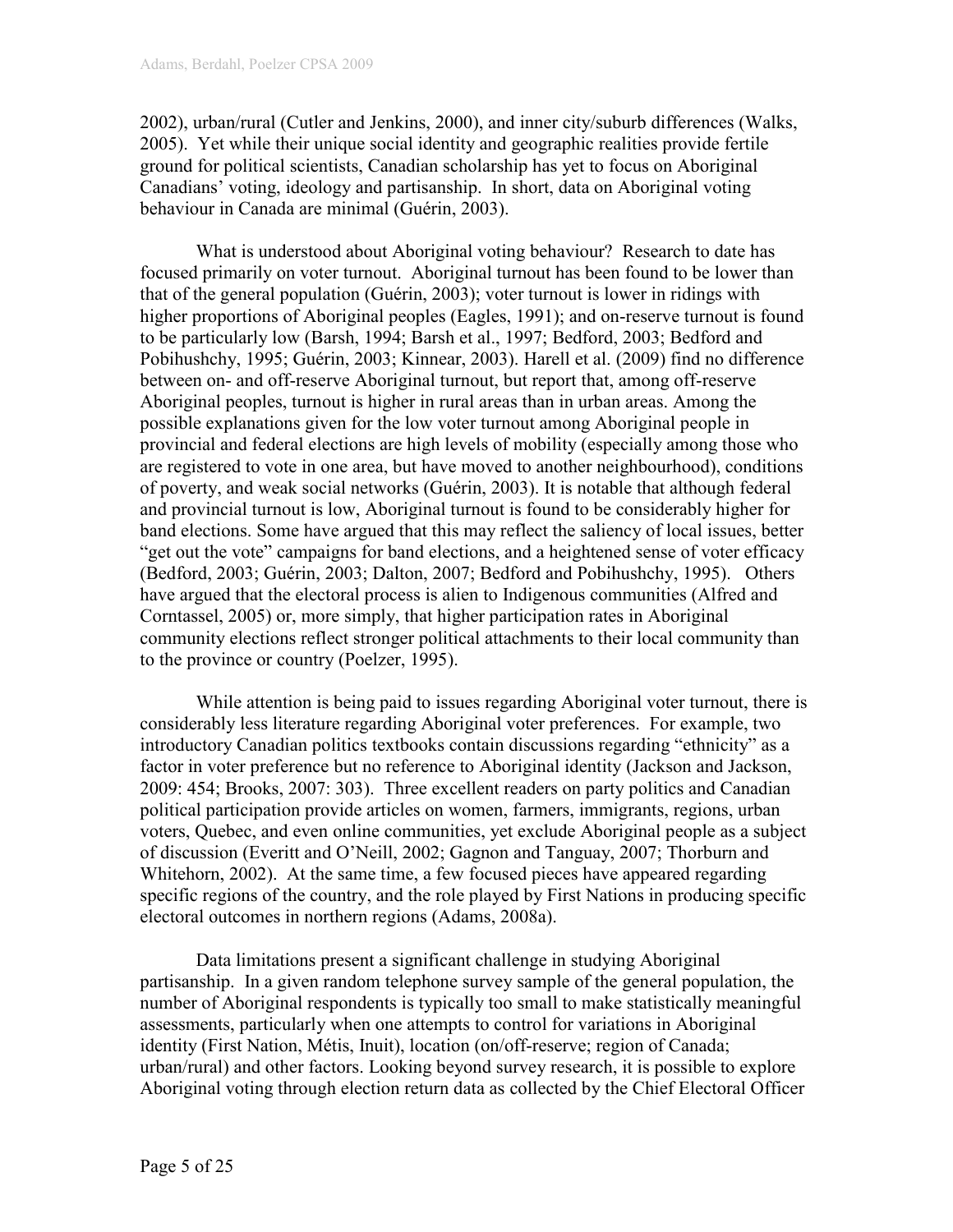2002), urban/rural (Cutler and Jenkins, 2000), and inner city/suburb differences (Walks, 2005). Yet while their unique social identity and geographic realities provide fertile ground for political scientists, Canadian scholarship has yet to focus on Aboriginal Canadians' voting, ideology and partisanship. In short, data on Aboriginal voting behaviour in Canada are minimal (Guérin, 2003).

What is understood about Aboriginal voting behaviour? Research to date has focused primarily on voter turnout. Aboriginal turnout has been found to be lower than that of the general population (Guérin, 2003); voter turnout is lower in ridings with higher proportions of Aboriginal peoples (Eagles, 1991); and on-reserve turnout is found to be particularly low (Barsh, 1994; Barsh et al., 1997; Bedford, 2003; Bedford and Pobihushchy, 1995; Guérin, 2003; Kinnear, 2003). Harell et al. (2009) find no difference between on- and off-reserve Aboriginal turnout, but report that, among off-reserve Aboriginal peoples, turnout is higher in rural areas than in urban areas. Among the possible explanations given for the low voter turnout among Aboriginal people in provincial and federal elections are high levels of mobility (especially among those who are registered to vote in one area, but have moved to another neighbourhood), conditions of poverty, and weak social networks (Guérin, 2003). It is notable that although federal and provincial turnout is low, Aboriginal turnout is found to be considerably higher for band elections. Some have argued that this may reflect the saliency of local issues, better "get out the vote" campaigns for band elections, and a heightened sense of voter efficacy (Bedford, 2003; Guérin, 2003; Dalton, 2007; Bedford and Pobihushchy, 1995). Others have argued that the electoral process is alien to Indigenous communities (Alfred and Corntassel, 2005) or, more simply, that higher participation rates in Aboriginal community elections reflect stronger political attachments to their local community than to the province or country (Poelzer, 1995).

While attention is being paid to issues regarding Aboriginal voter turnout, there is considerably less literature regarding Aboriginal voter preferences. For example, two introductory Canadian politics textbooks contain discussions regarding "ethnicity" as a factor in voter preference but no reference to Aboriginal identity (Jackson and Jackson, 2009: 454; Brooks, 2007: 303). Three excellent readers on party politics and Canadian political participation provide articles on women, farmers, immigrants, regions, urban voters, Quebec, and even online communities, yet exclude Aboriginal people as a subject of discussion (Everitt and O'Neill, 2002; Gagnon and Tanguay, 2007; Thorburn and Whitehorn, 2002). At the same time, a few focused pieces have appeared regarding specific regions of the country, and the role played by First Nations in producing specific electoral outcomes in northern regions (Adams, 2008a).

Data limitations present a significant challenge in studying Aboriginal partisanship. In a given random telephone survey sample of the general population, the number of Aboriginal respondents is typically too small to make statistically meaningful assessments, particularly when one attempts to control for variations in Aboriginal identity (First Nation, Métis, Inuit), location (on/off-reserve; region of Canada; urban/rural) and other factors. Looking beyond survey research, it is possible to explore Aboriginal voting through election return data as collected by the Chief Electoral Officer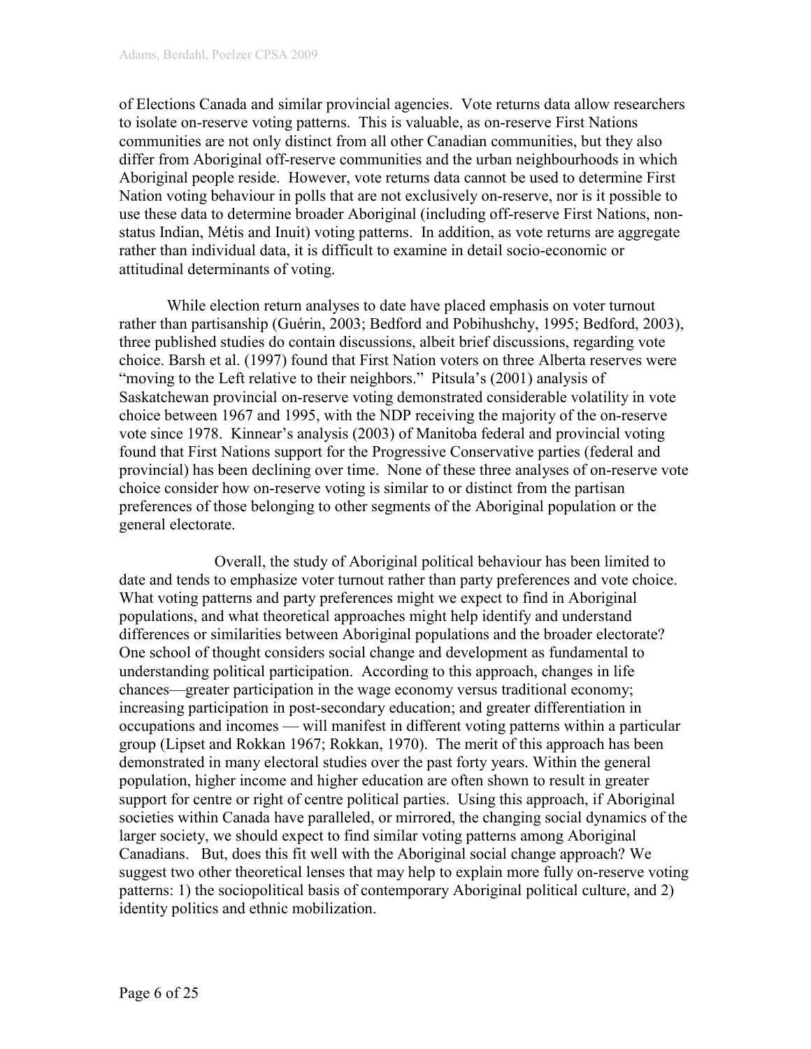of Elections Canada and similar provincial agencies. Vote returns data allow researchers to isolate on-reserve voting patterns. This is valuable, as on-reserve First Nations communities are not only distinct from all other Canadian communities, but they also differ from Aboriginal off-reserve communities and the urban neighbourhoods in which Aboriginal people reside. However, vote returns data cannot be used to determine First Nation voting behaviour in polls that are not exclusively on-reserve, nor is it possible to use these data to determine broader Aboriginal (including off-reserve First Nations, non-status Indian, Métis and Inuit) voting patterns. In addition, as vote returns are aggregate rather than individual data, it is difficult to examine in detail socio-economic or attitudinal determinants of voting.

While election return analyses to date have placed emphasis on voter turnout rather than partisanship (Guérin, 2003; Bedford and Pobihushchy, 1995; Bedford, 2003), three published studies do contain discussions, albeit brief discussions, regarding vote choice. Barsh et al. (1997) found that First Nation voters on three Alberta reserves were "moving to the Left relative to their neighbors." Pitsula's (2001) analysis of Saskatchewan provincial on-reserve voting demonstrated considerable volatility in vote choice between 1967 and 1995, with the NDP receiving the majority of the on-reserve vote since 1978. Kinnear's analysis (2003) of Manitoba federal and provincial voting found that First Nations support for the Progressive Conservative parties (federal and provincial) has been declining over time. None of these three analyses of on-reserve vote choice consider how on-reserve voting is similar to or distinct from the partisan preferences of those belonging to other segments of the Aboriginal population or the general electorate.

Overall, the study of Aboriginal political behaviour has been limited to date and tends to emphasize voter turnout rather than party preferences and vote choice. What voting patterns and party preferences might we expect to find in Aboriginal populations, and what theoretical approaches might help identify and understand differences or similarities between Aboriginal populations and the broader electorate? One school of thought considers social change and development as fundamental to understanding political participation. According to this approach, changes in life chances—greater participation in the wage economy versus traditional economy; increasing participation in post-secondary education; and greater differentiation in occupations and incomes — will manifest in different voting patterns within a particular group (Lipset and Rokkan 1967; Rokkan, 1970). The merit of this approach has been demonstrated in many electoral studies over the past forty years. Within the general population, higher income and higher education are often shown to result in greater support for centre or right of centre political parties. Using this approach, if Aboriginal societies within Canada have paralleled, or mirrored, the changing social dynamics of the larger society, we should expect to find similar voting patterns among Aboriginal Canadians. But, does this fit well with the Aboriginal social change approach? We suggest two other theoretical lenses that may help to explain more fully on-reserve voting patterns: 1) the sociopolitical basis of contemporary Aboriginal political culture, and 2) identity politics and ethnic mobilization.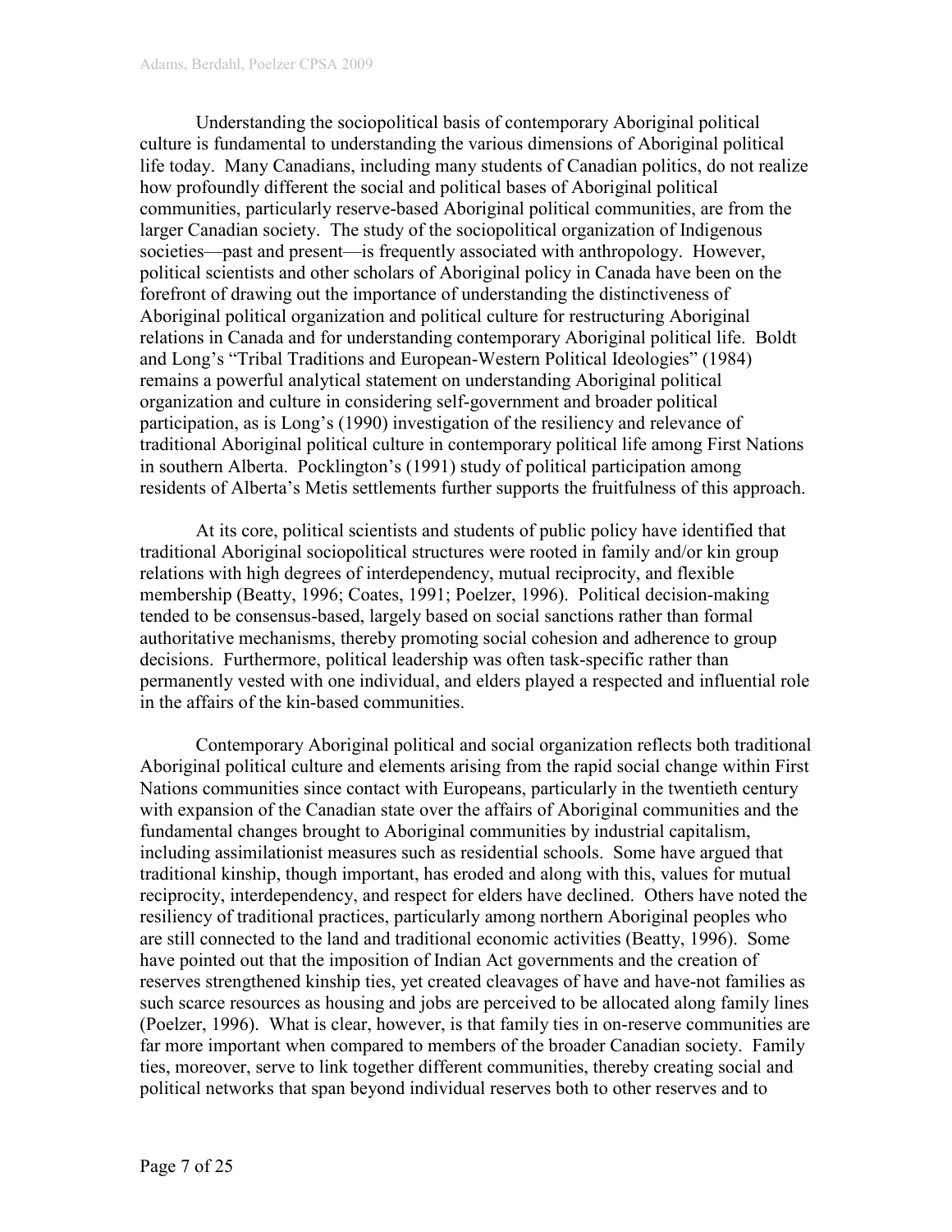Understanding the sociopolitical basis of contemporary Aboriginal political culture is fundamental to understanding the various dimensions of Aboriginal political life today. Many Canadians, including many students of Canadian politics, do not realize how profoundly different the social and political bases of Aboriginal political communities, particularly reserve-based Aboriginal political communities, are from the larger Canadian society. The study of the sociopolitical organization of Indigenous societies—past and present—is frequently associated with anthropology. However, political scientists and other scholars of Aboriginal policy in Canada have been on the forefront of drawing out the importance of understanding the distinctiveness of Aboriginal political organization and political culture for restructuring Aboriginal relations in Canada and for understanding contemporary Aboriginal political life. Boldt and Long's "Tribal Traditions and European-Western Political Ideologies" (1984) remains a powerful analytical statement on understanding Aboriginal political organization and culture in considering self-government and broader political participation, as is Long's (1990) investigation of the resiliency and relevance of traditional Aboriginal political culture in contemporary political life among First Nations in southern Alberta. Pocklington's (1991) study of political participation among residents of Alberta's Metis settlements further supports the fruitfulness of this approach.

At its core, political scientists and students of public policy have identified that traditional Aboriginal sociopolitical structures were rooted in family and/or kin group relations with high degrees of interdependency, mutual reciprocity, and flexible membership (Beatty, 1996; Coates, 1991; Poelzer, 1996). Political decision-making tended to be consensus-based, largely based on social sanctions rather than formal authoritative mechanisms, thereby promoting social cohesion and adherence to group decisions. Furthermore, political leadership was often task-specific rather than permanently vested with one individual, and elders played a respected and influential role in the affairs of the kin-based communities.

Contemporary Aboriginal political and social organization reflects both traditional Aboriginal political culture and elements arising from the rapid social change within First Nations communities since contact with Europeans, particularly in the twentieth century with expansion of the Canadian state over the affairs of Aboriginal communities and the fundamental changes brought to Aboriginal communities by industrial capitalism, including assimilationist measures such as residential schools. Some have argued that traditional kinship, though important, has eroded and along with this, values for mutual reciprocity, interdependency, and respect for elders have declined. Others have noted the resiliency of traditional practices, particularly among northern Aboriginal peoples who are still connected to the land and traditional economic activities (Beatty, 1996). Some have pointed out that the imposition of Indian Act governments and the creation of reserves strengthened kinship ties, yet created cleavages of have and have-not families as such scarce resources as housing and jobs are perceived to be allocated along family lines (Poelzer, 1996). What is clear, however, is that family ties in on-reserve communities are far more important when compared to members of the broader Canadian society. Family ties, moreover, serve to link together different communities, thereby creating social and political networks that span beyond individual reserves both to other reserves and to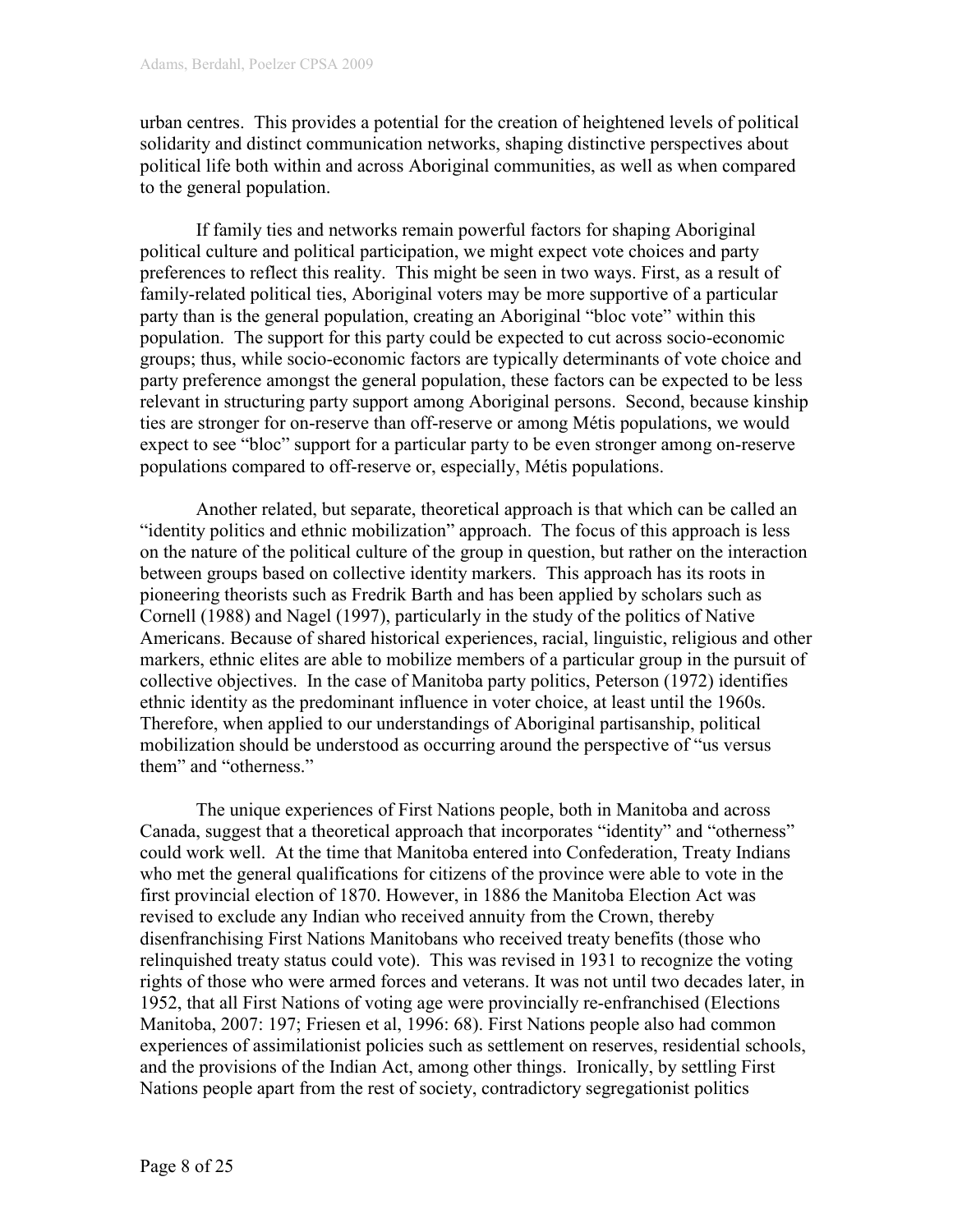urban centres. This provides a potential for the creation of heightened levels of political solidarity and distinct communication networks, shaping distinctive perspectives about political life both within and across Aboriginal communities, as well as when compared to the general population.

If family ties and networks remain powerful factors for shaping Aboriginal political culture and political participation, we might expect vote choices and party preferences to reflect this reality. This might be seen in two ways. First, as a result of family-related political ties, Aboriginal voters may be more supportive of a particular party than is the general population, creating an Aboriginal "bloc vote" within this population. The support for this party could be expected to cut across socio-economic groups; thus, while socio-economic factors are typically determinants of vote choice and party preference amongst the general population, these factors can be expected to be less relevant in structuring party support among Aboriginal persons. Second, because kinship ties are stronger for on-reserve than off-reserve or among Métis populations, we would expect to see "bloc" support for a particular party to be even stronger among on-reserve populations compared to off-reserve or, especially, Métis populations.

Another related, but separate, theoretical approach is that which can be called an "identity politics and ethnic mobilization" approach. The focus of this approach is less on the nature of the political culture of the group in question, but rather on the interaction between groups based on collective identity markers. This approach has its roots in pioneering theorists such as Fredrik Barth and has been applied by scholars such as Cornell (1988) and Nagel (1997), particularly in the study of the politics of Native Americans. Because of shared historical experiences, racial, linguistic, religious and other markers, ethnic elites are able to mobilize members of a particular group in the pursuit of collective objectives. In the case of Manitoba party politics, Peterson (1972) identifies ethnic identity as the predominant influence in voter choice, at least until the 1960s. Therefore, when applied to our understandings of Aboriginal partisanship, political mobilization should be understood as occurring around the perspective of "us versus them" and "otherness."

The unique experiences of First Nations people, both in Manitoba and across Canada, suggest that a theoretical approach that incorporates "identity" and "otherness" could work well. At the time that Manitoba entered into Confederation, Treaty Indians who met the general qualifications for citizens of the province were able to vote in the first provincial election of 1870. However, in 1886 the Manitoba Election Act was revised to exclude any Indian who received annuity from the Crown, thereby disenfranchising First Nations Manitobans who received treaty benefits (those who relinquished treaty status could vote). This was revised in 1931 to recognize the voting rights of those who were armed forces and veterans. It was not until two decades later, in 1952, that all First Nations of voting age were provincially re-enfranchised (Elections Manitoba, 2007: 197; Friesen et al, 1996: 68). First Nations people also had common experiences of assimilationist policies such as settlement on reserves, residential schools, and the provisions of the Indian Act, among other things. Ironically, by settling First Nations people apart from the rest of society, contradictory segregationist politics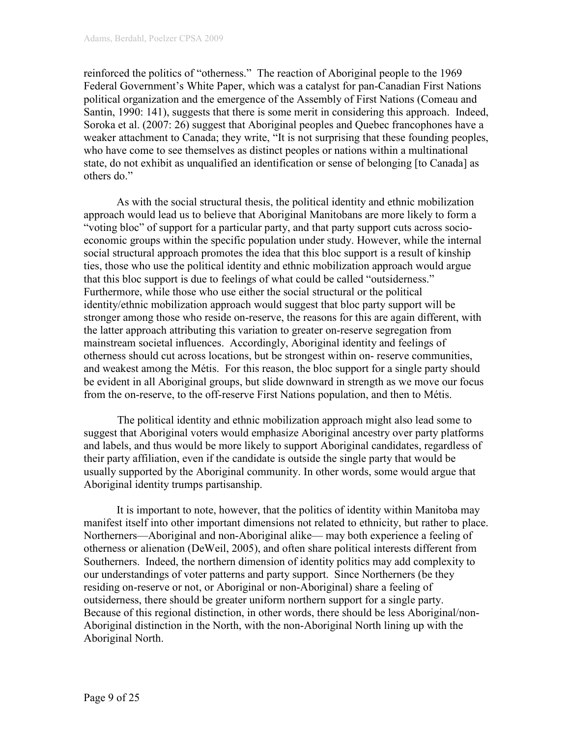reinforced the politics of "otherness." The reaction of Aboriginal people to the 1969 Federal Government's White Paper, which was a catalyst for pan-Canadian First Nations political organization and the emergence of the Assembly of First Nations (Comeau and Santin, 1990: 141), suggests that there is some merit in considering this approach. Indeed, Soroka et al. (2007: 26) suggest that Aboriginal peoples and Quebec francophones have a weaker attachment to Canada; they write, "It is not surprising that these founding peoples, who have come to see themselves as distinct peoples or nations within a multinational state, do not exhibit as unqualified an identification or sense of belonging [to Canada] as others do."

As with the social structural thesis, the political identity and ethnic mobilization approach would lead us to believe that Aboriginal Manitobans are more likely to form a "voting bloc" of support for a particular party, and that party support cuts across socio-economic groups within the specific population under study. However, while the internal social structural approach promotes the idea that this bloc support is a result of kinship ties, those who use the political identity and ethnic mobilization approach would argue that this bloc support is due to feelings of what could be called "outsiderness." Furthermore, while those who use either the social structural or the political identity/ethnic mobilization approach would suggest that bloc party support will be stronger among those who reside on-reserve, the reasons for this are again different, with the latter approach attributing this variation to greater on-reserve segregation from mainstream societal influences. Accordingly, Aboriginal identity and feelings of otherness should cut across locations, but be strongest within on- reserve communities, and weakest among the Métis. For this reason, the bloc support for a single party should be evident in all Aboriginal groups, but slide downward in strength as we move our focus from the on-reserve, to the off-reserve First Nations population, and then to Métis.

The political identity and ethnic mobilization approach might also lead some to suggest that Aboriginal voters would emphasize Aboriginal ancestry over party platforms and labels, and thus would be more likely to support Aboriginal candidates, regardless of their party affiliation, even if the candidate is outside the single party that would be usually supported by the Aboriginal community. In other words, some would argue that Aboriginal identity trumps partisanship.

It is important to note, however, that the politics of identity within Manitoba may manifest itself into other important dimensions not related to ethnicity, but rather to place. Northerners—Aboriginal and non-Aboriginal alike— may both experience a feeling of otherness or alienation (DeWeil, 2005), and often share political interests different from Southerners. Indeed, the northern dimension of identity politics may add complexity to our understandings of voter patterns and party support. Since Northerners (be they residing on-reserve or not, or Aboriginal or non-Aboriginal) share a feeling of outsiderness, there should be greater uniform northern support for a single party. Because of this regional distinction, in other words, there should be less Aboriginal/non-Aboriginal distinction in the North, with the non-Aboriginal North lining up with the Aboriginal North.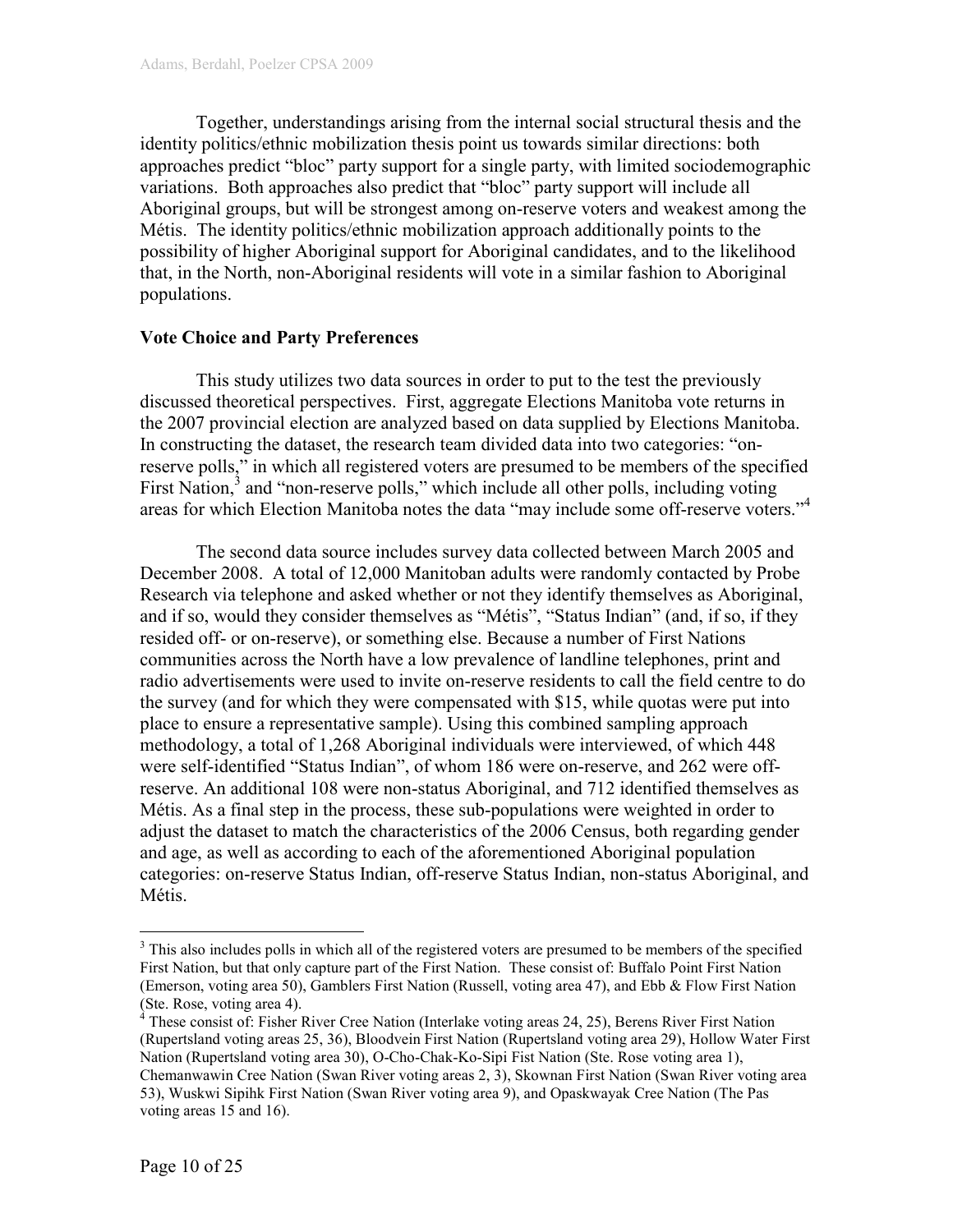Together, understandings arising from the internal social structural thesis and the identity politics/ethnic mobilization thesis point us towards similar directions: both approaches predict "bloc" party support for a single party, with limited sociodemographic variations. Both approaches also predict that "bloc" party support will include all Aboriginal groups, but will be strongest among on-reserve voters and weakest among the Métis. The identity politics/ethnic mobilization approach additionally points to the possibility of higher Aboriginal support for Aboriginal candidates, and to the likelihood that, in the North, non-Aboriginal residents will vote in a similar fashion to Aboriginal populations.

**Vote Choice and Party Preferences**

This study utilizes two data sources in order to put to the test the previously discussed theoretical perspectives. First, aggregate Elections Manitoba vote returns in the 2007 provincial election are analyzed based on data supplied by Elections Manitoba. In constructing the dataset, the research team divided data into two categories: "on-reserve polls," in which all registered voters are presumed to be members of the specified First Nation,[3] and "non-reserve polls," which include all other polls, including voting areas for which Election Manitoba notes the data "may include some off-reserve voters."[4]

The second data source includes survey data collected between March 2005 and December 2008. A total of 12,000 Manitoban adults were randomly contacted by Probe Research via telephone and asked whether or not they identify themselves as Aboriginal, and if so, would they consider themselves as "Métis", "Status Indian" (and, if so, if they resided off- or on-reserve), or something else. Because a number of First Nations communities across the North have a low prevalence of landline telephones, print and radio advertisements were used to invite on-reserve residents to call the field centre to do the survey (and for which they were compensated with $15, while quotas were put into place to ensure a representative sample). Using this combined sampling approach methodology, a total of 1,268 Aboriginal individuals were interviewed, of which 448 were self-identified "Status Indian", of whom 186 were on-reserve, and 262 were off-reserve. An additional 108 were non-status Aboriginal, and 712 identified themselves as Métis. As a final step in the process, these sub-populations were weighted in order to adjust the dataset to match the characteristics of the 2006 Census, both regarding gender and age, as well as according to each of the aforementioned Aboriginal population categories: on-reserve Status Indian, off-reserve Status Indian, non-status Aboriginal, and Métis.

---

[3] This also includes polls in which all of the registered voters are presumed to be members of the specified First Nation, but that only capture part of the First Nation. These consist of: Buffalo Point First Nation (Emerson, voting area 50), Gamblers First Nation (Russell, voting area 47), and Ebb & Flow First Nation (Ste. Rose, voting area 4).

[4] These consist of: Fisher River Cree Nation (Interlake voting areas 24, 25), Berens River First Nation (Rupertsland voting areas 25, 36), Bloodvein First Nation (Rupertsland voting area 29), Hollow Water First Nation (Rupertsland voting area 30), O-Cho-Chak-Ko-Sipi Fist Nation (Ste. Rose voting area 1), Chemanwawin Cree Nation (Swan River voting areas 2, 3), Skownan First Nation (Swan River voting area 53), Wuskwi Sipihk First Nation (Swan River voting area 9), and Opaskwayak Cree Nation (The Pas voting areas 15 and 16).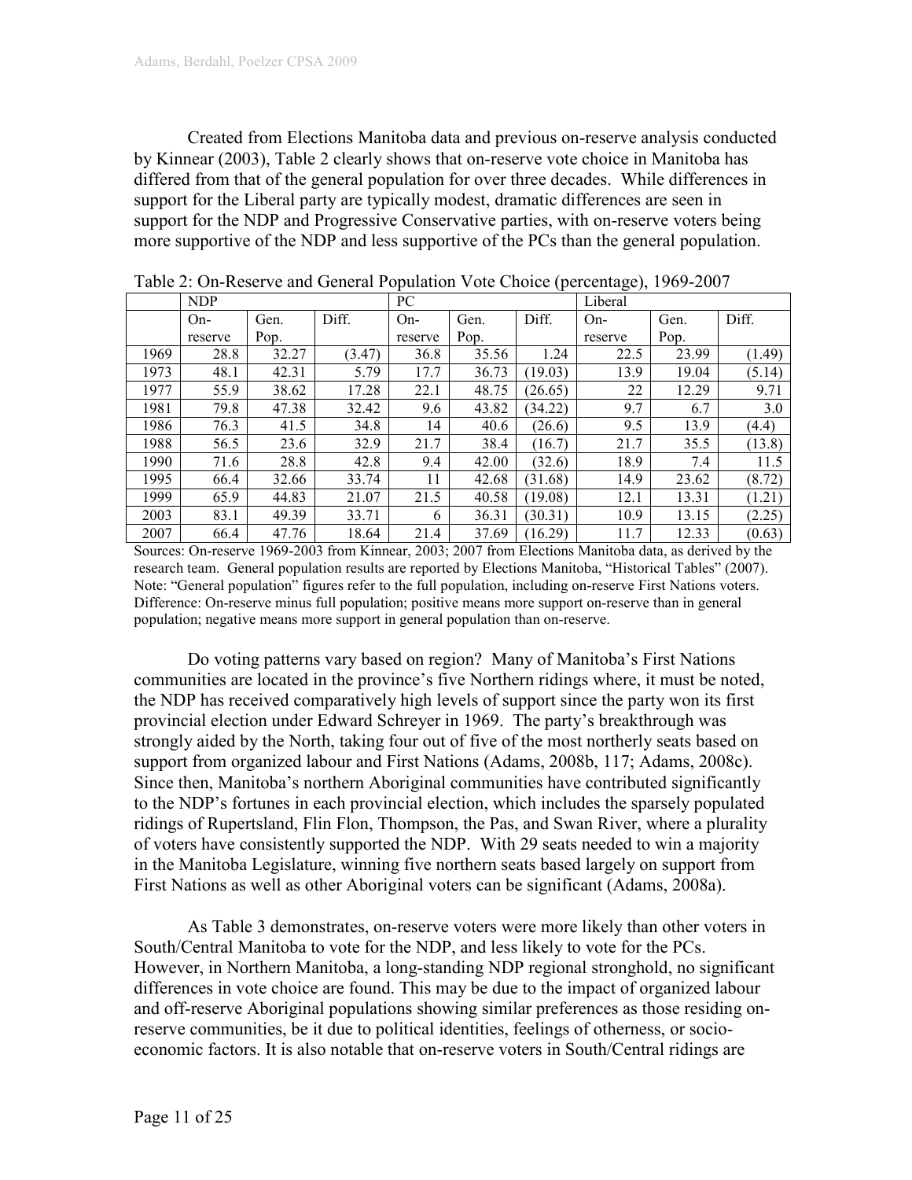Created from Elections Manitoba data and previous on-reserve analysis conducted by Kinnear (2003), Table 2 clearly shows that on-reserve vote choice in Manitoba has differed from that of the general population for over three decades. While differences in support for the Liberal party are typically modest, dramatic differences are seen in support for the NDP and Progressive Conservative parties, with on-reserve voters being more supportive of the NDP and less supportive of the PCs than the general population.

Table 2: On-Reserve and General Population Vote Choice (percentage), 1969-2007

| | NDP | | | PC | | | Liberal | | |
|---|---|---|---|---|---|---|---|---|---|
| | On-reserve | Gen. Pop. | Diff. | On-reserve | Gen. Pop. | Diff. | On-reserve | Gen. Pop. | Diff. |
| 1969 | 28.8 | 32.27 | (3.47) | 36.8 | 35.56 | 1.24 | 22.5 | 23.99 | (1.49) |
| 1973 | 48.1 | 42.31 | 5.79 | 17.7 | 36.73 | (19.03) | 13.9 | 19.04 | (5.14) |
| 1977 | 55.9 | 38.62 | 17.28 | 22.1 | 48.75 | (26.65) | 22 | 12.29 | 9.71 |
| 1981 | 79.8 | 47.38 | 32.42 | 9.6 | 43.82 | (34.22) | 9.7 | 6.7 | 3.0 |
| 1986 | 76.3 | 41.5 | 34.8 | 14 | 40.6 | (26.6) | 9.5 | 13.9 | (4.4) |
| 1988 | 56.5 | 23.6 | 32.9 | 21.7 | 38.4 | (16.7) | 21.7 | 35.5 | (13.8) |
| 1990 | 71.6 | 28.8 | 42.8 | 9.4 | 42.00 | (32.6) | 18.9 | 7.4 | 11.5 |
| 1995 | 66.4 | 32.66 | 33.74 | 11 | 42.68 | (31.68) | 14.9 | 23.62 | (8.72) |
| 1999 | 65.9 | 44.83 | 21.07 | 21.5 | 40.58 | (19.08) | 12.1 | 13.31 | (1.21) |
| 2003 | 83.1 | 49.39 | 33.71 | 6 | 36.31 | (30.31) | 10.9 | 13.15 | (2.25) |
| 2007 | 66.4 | 47.76 | 18.64 | 21.4 | 37.69 | (16.29) | 11.7 | 12.33 | (0.63) |

Sources: On-reserve 1969-2003 from Kinnear, 2003; 2007 from Elections Manitoba data, as derived by the research team. General population results are reported by Elections Manitoba, "Historical Tables" (2007). Note: "General population" figures refer to the full population, including on-reserve First Nations voters. Difference: On-reserve minus full population; positive means more support on-reserve than in general population; negative means more support in general population than on-reserve.

Do voting patterns vary based on region? Many of Manitoba's First Nations communities are located in the province's five Northern ridings where, it must be noted, the NDP has received comparatively high levels of support since the party won its first provincial election under Edward Schreyer in 1969. The party's breakthrough was strongly aided by the North, taking four out of five of the most northerly seats based on support from organized labour and First Nations (Adams, 2008b, 117; Adams, 2008c). Since then, Manitoba's northern Aboriginal communities have contributed significantly to the NDP's fortunes in each provincial election, which includes the sparsely populated ridings of Rupertsland, Flin Flon, Thompson, the Pas, and Swan River, where a plurality of voters have consistently supported the NDP. With 29 seats needed to win a majority in the Manitoba Legislature, winning five northern seats based largely on support from First Nations as well as other Aboriginal voters can be significant (Adams, 2008a).

As Table 3 demonstrates, on-reserve voters were more likely than other voters in South/Central Manitoba to vote for the NDP, and less likely to vote for the PCs. However, in Northern Manitoba, a long-standing NDP regional stronghold, no significant differences in vote choice are found. This may be due to the impact of organized labour and off-reserve Aboriginal populations showing similar preferences as those residing on-reserve communities, be it due to political identities, feelings of otherness, or socio-economic factors. It is also notable that on-reserve voters in South/Central ridings are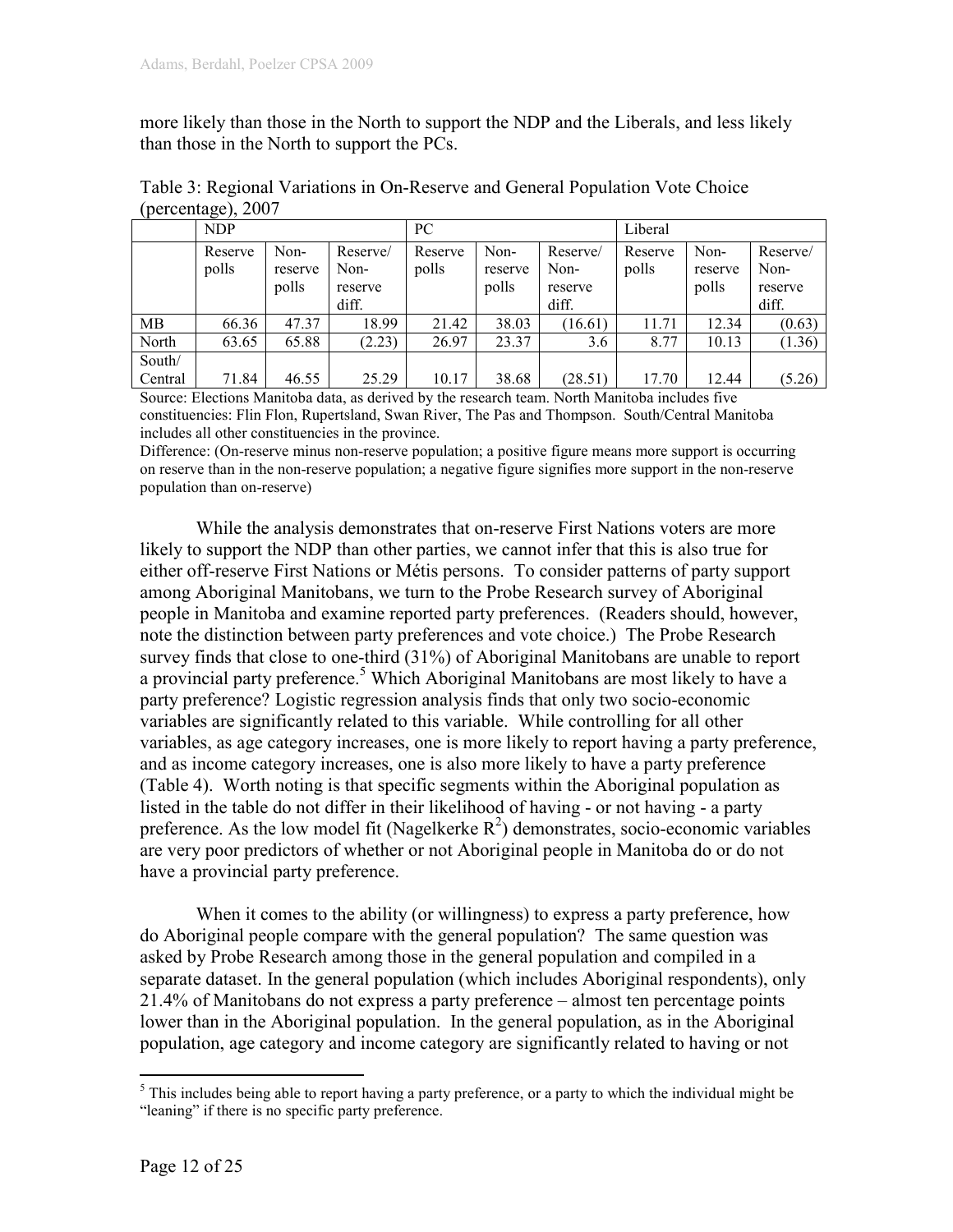more likely than those in the North to support the NDP and the Liberals, and less likely than those in the North to support the PCs.

Table 3: Regional Variations in On-Reserve and General Population Vote Choice (percentage), 2007

| | NDP | | | PC | | | Liberal | | |
|---|---|---|---|---|---|---|---|---|---|
| | Reserve polls | Non-reserve polls | Reserve/ Non-reserve diff. | Reserve polls | Non-reserve polls | Reserve/ Non-reserve diff. | Reserve polls | Non-reserve polls | Reserve/ Non-reserve diff. |
| MB | 66.36 | 47.37 | 18.99 | 21.42 | 38.03 | (16.61) | 11.71 | 12.34 | (0.63) |
| North | 63.65 | 65.88 | (2.23) | 26.97 | 23.37 | 3.6 | 8.77 | 10.13 | (1.36) |
| South/ Central | 71.84 | 46.55 | 25.29 | 10.17 | 38.68 | (28.51) | 17.70 | 12.44 | (5.26) |

Source: Elections Manitoba data, as derived by the research team. North Manitoba includes five constituencies: Flin Flon, Rupertsland, Swan River, The Pas and Thompson. South/Central Manitoba includes all other constituencies in the province.
Difference: (On-reserve minus non-reserve population; a positive figure means more support is occurring on reserve than in the non-reserve population; a negative figure signifies more support in the non-reserve population than on-reserve)

While the analysis demonstrates that on-reserve First Nations voters are more likely to support the NDP than other parties, we cannot infer that this is also true for either off-reserve First Nations or Métis persons. To consider patterns of party support among Aboriginal Manitobans, we turn to the Probe Research survey of Aboriginal people in Manitoba and examine reported party preferences. (Readers should, however, note the distinction between party preferences and vote choice.) The Probe Research survey finds that close to one-third (31%) of Aboriginal Manitobans are unable to report a provincial party preference.[5] Which Aboriginal Manitobans are most likely to have a party preference? Logistic regression analysis finds that only two socio-economic variables are significantly related to this variable. While controlling for all other variables, as age category increases, one is more likely to report having a party preference, and as income category increases, one is also more likely to have a party preference (Table 4). Worth noting is that specific segments within the Aboriginal population as listed in the table do not differ in their likelihood of having - or not having - a party preference. As the low model fit (Nagelkerke $R^2$) demonstrates, socio-economic variables are very poor predictors of whether or not Aboriginal people in Manitoba do or do not have a provincial party preference.

When it comes to the ability (or willingness) to express a party preference, how do Aboriginal people compare with the general population? The same question was asked by Probe Research among those in the general population and compiled in a separate dataset. In the general population (which includes Aboriginal respondents), only 21.4% of Manitobans do not express a party preference – almost ten percentage points lower than in the Aboriginal population. In the general population, as in the Aboriginal population, age category and income category are significantly related to having or not

[5] This includes being able to report having a party preference, or a party to which the individual might be "leaning" if there is no specific party preference.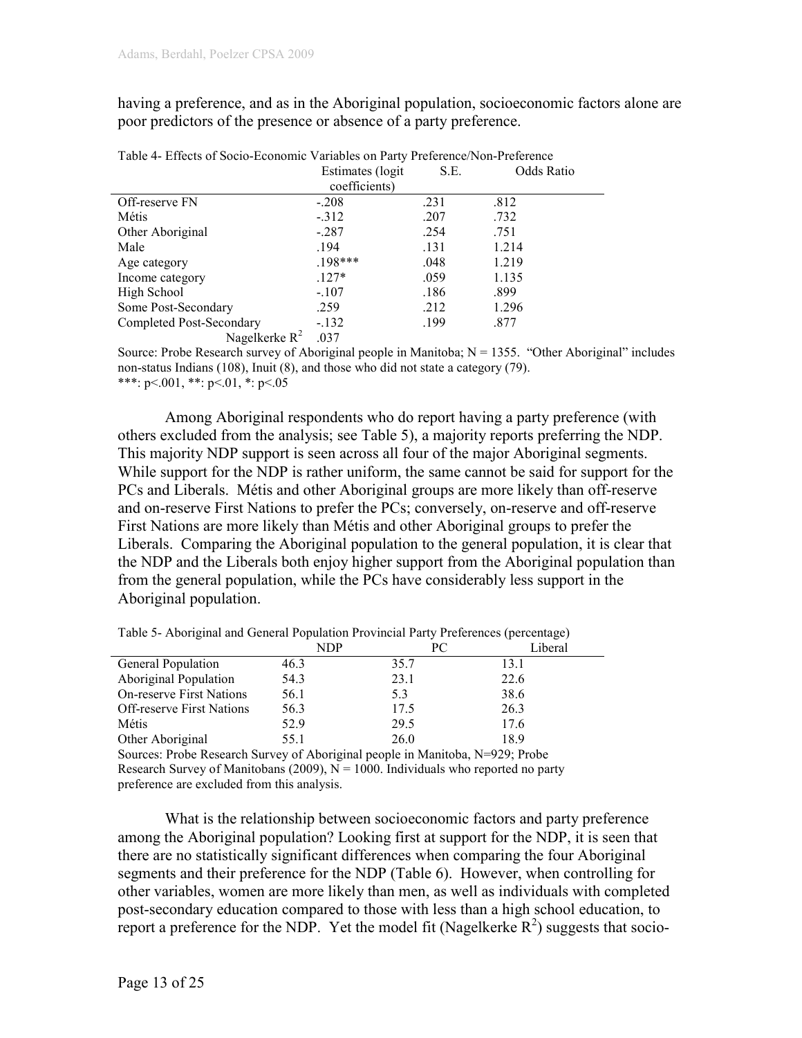having a preference, and as in the Aboriginal population, socioeconomic factors alone are poor predictors of the presence or absence of a party preference.

Table 4- Effects of Socio-Economic Variables on Party Preference/Non-Preference

| | Estimates (logit coefficients) | S.E. | Odds Ratio |
|---|---|---|---|
| Off-reserve FN | -.208 | .231 | .812 |
| Métis | -.312 | .207 | .732 |
| Other Aboriginal | -.287 | .254 | .751 |
| Male | .194 | .131 | 1.214 |
| Age category | .198*** | .048 | 1.219 |
| Income category | .127* | .059 | 1.135 |
| High School | -.107 | .186 | .899 |
| Some Post-Secondary | .259 | .212 | 1.296 |
| Completed Post-Secondary | -.132 | .199 | .877 |
| Nagelkerke $R^2$ | .037 | | |

Source: Probe Research survey of Aboriginal people in Manitoba; N = 1355. "Other Aboriginal" includes non-status Indians (108), Inuit (8), and those who did not state a category (79).
***: $p<.001$, **: $p<.01$, *: $p<.05$

Among Aboriginal respondents who do report having a party preference (with others excluded from the analysis; see Table 5), a majority reports preferring the NDP. This majority NDP support is seen across all four of the major Aboriginal segments. While support for the NDP is rather uniform, the same cannot be said for support for the PCs and Liberals. Métis and other Aboriginal groups are more likely than off-reserve and on-reserve First Nations to prefer the PCs; conversely, on-reserve and off-reserve First Nations are more likely than Métis and other Aboriginal groups to prefer the Liberals. Comparing the Aboriginal population to the general population, it is clear that the NDP and the Liberals both enjoy higher support from the Aboriginal population than from the general population, while the PCs have considerably less support in the Aboriginal population.

Table 5- Aboriginal and General Population Provincial Party Preferences (percentage)

| | NDP | PC | Liberal |
|---|---|---|---|
| General Population | 46.3 | 35.7 | 13.1 |
| Aboriginal Population | 54.3 | 23.1 | 22.6 |
| On-reserve First Nations | 56.1 | 5.3 | 38.6 |
| Off-reserve First Nations | 56.3 | 17.5 | 26.3 |
| Métis | 52.9 | 29.5 | 17.6 |
| Other Aboriginal | 55.1 | 26.0 | 18.9 |

Sources: Probe Research Survey of Aboriginal people in Manitoba, N=929; Probe Research Survey of Manitobans (2009), N = 1000. Individuals who reported no party preference are excluded from this analysis.

What is the relationship between socioeconomic factors and party preference among the Aboriginal population? Looking first at support for the NDP, it is seen that there are no statistically significant differences when comparing the four Aboriginal segments and their preference for the NDP (Table 6). However, when controlling for other variables, women are more likely than men, as well as individuals with completed post-secondary education compared to those with less than a high school education, to report a preference for the NDP. Yet the model fit (Nagelkerke $R^2$) suggests that socio-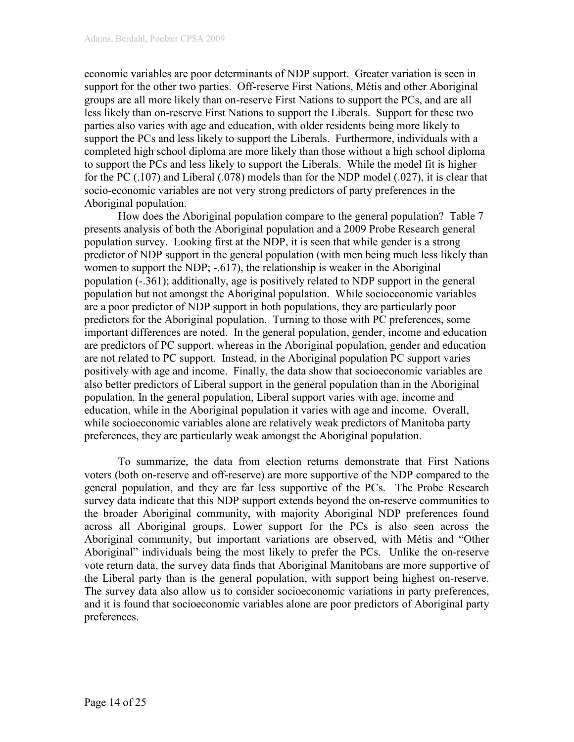economic variables are poor determinants of NDP support. Greater variation is seen in support for the other two parties. Off-reserve First Nations, Métis and other Aboriginal groups are all more likely than on-reserve First Nations to support the PCs, and are all less likely than on-reserve First Nations to support the Liberals. Support for these two parties also varies with age and education, with older residents being more likely to support the PCs and less likely to support the Liberals. Furthermore, individuals with a completed high school diploma are more likely than those without a high school diploma to support the PCs and less likely to support the Liberals. While the model fit is higher for the PC (.107) and Liberal (.078) models than for the NDP model (.027), it is clear that socio-economic variables are not very strong predictors of party preferences in the Aboriginal population.

How does the Aboriginal population compare to the general population? Table 7 presents analysis of both the Aboriginal population and a 2009 Probe Research general population survey. Looking first at the NDP, it is seen that while gender is a strong predictor of NDP support in the general population (with men being much less likely than women to support the NDP; -.617), the relationship is weaker in the Aboriginal population (-.361); additionally, age is positively related to NDP support in the general population but not amongst the Aboriginal population. While socioeconomic variables are a poor predictor of NDP support in both populations, they are particularly poor predictors for the Aboriginal population. Turning to those with PC preferences, some important differences are noted. In the general population, gender, income and education are predictors of PC support, whereas in the Aboriginal population, gender and education are not related to PC support. Instead, in the Aboriginal population PC support varies positively with age and income. Finally, the data show that socioeconomic variables are also better predictors of Liberal support in the general population than in the Aboriginal population. In the general population, Liberal support varies with age, income and education, while in the Aboriginal population it varies with age and income. Overall, while socioeconomic variables alone are relatively weak predictors of Manitoba party preferences, they are particularly weak amongst the Aboriginal population.

To summarize, the data from election returns demonstrate that First Nations voters (both on-reserve and off-reserve) are more supportive of the NDP compared to the general population, and they are far less supportive of the PCs. The Probe Research survey data indicate that this NDP support extends beyond the on-reserve communities to the broader Aboriginal community, with majority Aboriginal NDP preferences found across all Aboriginal groups. Lower support for the PCs is also seen across the Aboriginal community, but important variations are observed, with Métis and "Other Aboriginal" individuals being the most likely to prefer the PCs. Unlike the on-reserve vote return data, the survey data finds that Aboriginal Manitobans are more supportive of the Liberal party than is the general population, with support being highest on-reserve. The survey data also allow us to consider socioeconomic variations in party preferences, and it is found that socioeconomic variables alone are poor predictors of Aboriginal party preferences.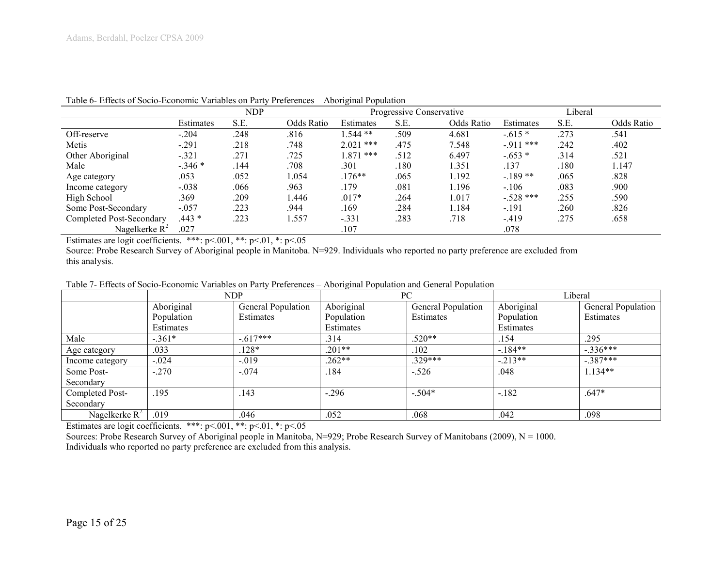Table 6- Effects of Socio-Economic Variables on Party Preferences – Aboriginal Population

| | NDP | | | Progressive Conservative | | | Liberal | | |
|---|---|---|---|---|---|---|---|---|---|
| | Estimates | S.E. | Odds Ratio | Estimates | S.E. | Odds Ratio | Estimates | S.E. | Odds Ratio |
| Off-reserve | -.204 | .248 | .816 | 1.544 ** | .509 | 4.681 | -.615 * | .273 | .541 |
| Metis | -.291 | .218 | .748 | 2.021 *** | .475 | 7.548 | -.911 *** | .242 | .402 |
| Other Aboriginal | -.321 | .271 | .725 | 1.871 *** | .512 | 6.497 | -.653 * | .314 | .521 |
| Male | -.346 * | .144 | .708 | .301 | .180 | 1.351 | .137 | .180 | 1.147 |
| Age category | .053 | .052 | 1.054 | .176** | .065 | 1.192 | -.189 ** | .065 | .828 |
| Income category | -.038 | .066 | .963 | .179 | .081 | 1.196 | -.106 | .083 | .900 |
| High School | .369 | .209 | 1.446 | .017* | .264 | 1.017 | -.528 *** | .255 | .590 |
| Some Post-Secondary | -.057 | .223 | .944 | .169 | .284 | 1.184 | -.191 | .260 | .826 |
| Completed Post-Secondary | .443 * | .223 | 1.557 | -.331 | .283 | .718 | -.419 | .275 | .658 |
| Nagelkerke $R^2$ | .027 | | | .107 | | | .078 | | |

Estimates are logit coefficients. ***: p<.001, **: p<.01, *: p<.05

Source: Probe Research Survey of Aboriginal people in Manitoba. N=929. Individuals who reported no party preference are excluded from this analysis.

Table 7- Effects of Socio-Economic Variables on Party Preferences – Aboriginal Population and General Population

| | NDP | | PC | | Liberal | |
|---|---|---|---|---|---|---|
| | Aboriginal Population Estimates | General Population Estimates | Aboriginal Population Estimates | General Population Estimates | Aboriginal Population Estimates | General Population Estimates |
| Male | -.361* | -.617*** | .314 | .520** | .154 | .295 |
| Age category | .033 | .128* | .201** | .102 | -.184** | -.336*** |
| Income category | -.024 | -.019 | .262** | .329*** | -.213** | -.387*** |
| Some Post-Secondary | -.270 | -.074 | .184 | -.526 | .048 | 1.134** |
| Completed Post-Secondary | .195 | .143 | -.296 | -.504* | -.182 | .647* |
| Nagelkerke $R^2$ | .019 | .046 | .052 | .068 | .042 | .098 |

Estimates are logit coefficients. ***: p<.001, **: p<.01, *: p<.05

Sources: Probe Research Survey of Aboriginal people in Manitoba, N=929; Probe Research Survey of Manitobans (2009), N = 1000.
Individuals who reported no party preference are excluded from this analysis.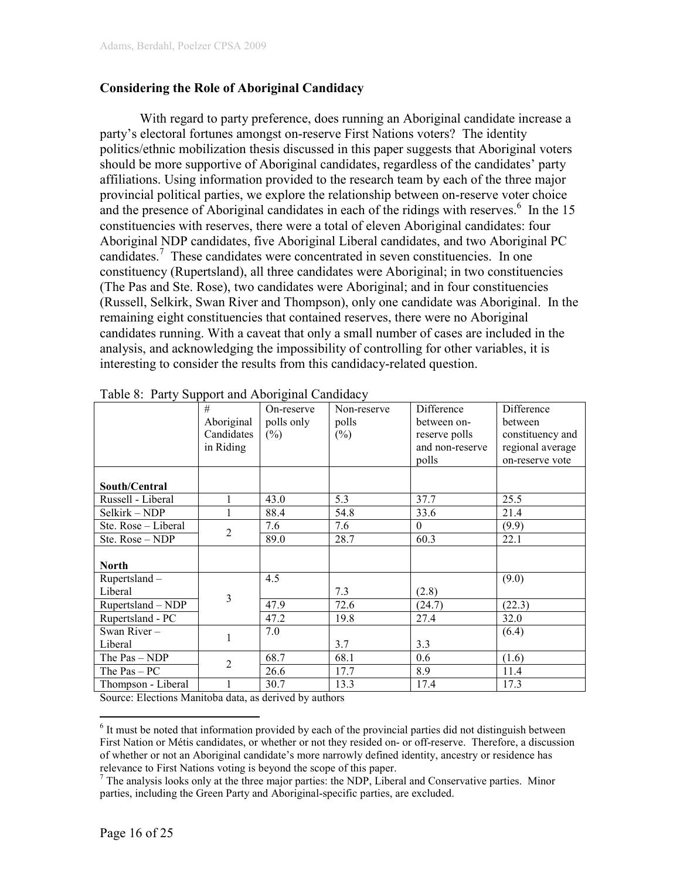## Considering the Role of Aboriginal Candidacy

With regard to party preference, does running an Aboriginal candidate increase a party's electoral fortunes amongst on-reserve First Nations voters? The identity politics/ethnic mobilization thesis discussed in this paper suggests that Aboriginal voters should be more supportive of Aboriginal candidates, regardless of the candidates' party affiliations. Using information provided to the research team by each of the three major provincial political parties, we explore the relationship between on-reserve voter choice and the presence of Aboriginal candidates in each of the ridings with reserves.[6] In the 15 constituencies with reserves, there were a total of eleven Aboriginal candidates: four Aboriginal NDP candidates, five Aboriginal Liberal candidates, and two Aboriginal PC candidates.[7] These candidates were concentrated in seven constituencies. In one constituency (Rupertsland), all three candidates were Aboriginal; in two constituencies (The Pas and Ste. Rose), two candidates were Aboriginal; and in four constituencies (Russell, Selkirk, Swan River and Thompson), only one candidate was Aboriginal. In the remaining eight constituencies that contained reserves, there were no Aboriginal candidates running. With a caveat that only a small number of cases are included in the analysis, and acknowledging the impossibility of controlling for other variables, it is interesting to consider the results from this candidacy-related question.

Table 8: Party Support and Aboriginal Candidacy

| | # Aboriginal Candidates in Riding | On-reserve polls only (%) | Non-reserve polls (%) | Difference between on-reserve polls and non-reserve polls | Difference between constituency and regional average on-reserve vote |
|---|---|---|---|---|---|
| **South/Central** | | | | | |
| Russell - Liberal | 1 | 43.0 | 5.3 | 37.7 | 25.5 |
| Selkirk – NDP | 1 | 88.4 | 54.8 | 33.6 | 21.4 |
| Ste. Rose – Liberal | 2 | 7.6 | 7.6 | 0 | (9.9) |
| Ste. Rose – NDP | | 89.0 | 28.7 | 60.3 | 22.1 |
| **North** | | | | | |
| Rupertsland – Liberal | 3 | 4.5 | 7.3 | (2.8) | (9.0) |
| Rupertsland – NDP | | 47.9 | 72.6 | (24.7) | (22.3) |
| Rupertsland - PC | | 47.2 | 19.8 | 27.4 | 32.0 |
| Swan River – Liberal | 1 | 7.0 | 3.7 | 3.3 | (6.4) |
| The Pas – NDP | 2 | 68.7 | 68.1 | 0.6 | (1.6) |
| The Pas – PC | | 26.6 | 17.7 | 8.9 | 11.4 |
| Thompson - Liberal | 1 | 30.7 | 13.3 | 17.4 | 17.3 |

Source: Elections Manitoba data, as derived by authors

---

[6] It must be noted that information provided by each of the provincial parties did not distinguish between First Nation or Métis candidates, or whether or not they resided on- or off-reserve. Therefore, a discussion of whether or not an Aboriginal candidate's more narrowly defined identity, ancestry or residence has relevance to First Nations voting is beyond the scope of this paper.

[7] The analysis looks only at the three major parties: the NDP, Liberal and Conservative parties. Minor parties, including the Green Party and Aboriginal-specific parties, are excluded.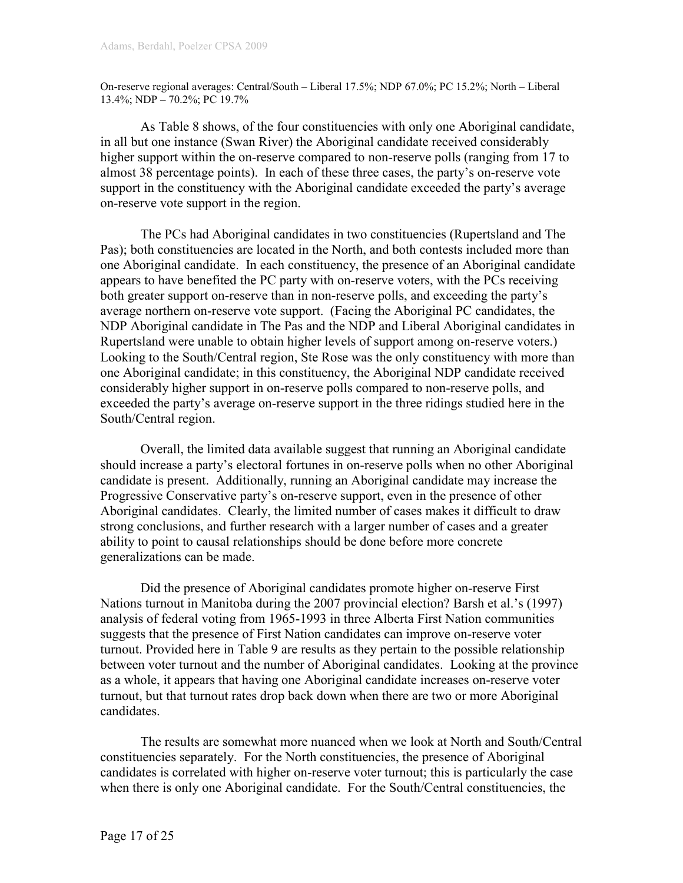On-reserve regional averages: Central/South – Liberal 17.5%; NDP 67.0%; PC 15.2%; North – Liberal 13.4%; NDP – 70.2%; PC 19.7%

As Table 8 shows, of the four constituencies with only one Aboriginal candidate, in all but one instance (Swan River) the Aboriginal candidate received considerably higher support within the on-reserve compared to non-reserve polls (ranging from 17 to almost 38 percentage points). In each of these three cases, the party's on-reserve vote support in the constituency with the Aboriginal candidate exceeded the party's average on-reserve vote support in the region.

The PCs had Aboriginal candidates in two constituencies (Rupertsland and The Pas); both constituencies are located in the North, and both contests included more than one Aboriginal candidate. In each constituency, the presence of an Aboriginal candidate appears to have benefited the PC party with on-reserve voters, with the PCs receiving both greater support on-reserve than in non-reserve polls, and exceeding the party's average northern on-reserve vote support. (Facing the Aboriginal PC candidates, the NDP Aboriginal candidate in The Pas and the NDP and Liberal Aboriginal candidates in Rupertsland were unable to obtain higher levels of support among on-reserve voters.) Looking to the South/Central region, Ste Rose was the only constituency with more than one Aboriginal candidate; in this constituency, the Aboriginal NDP candidate received considerably higher support in on-reserve polls compared to non-reserve polls, and exceeded the party's average on-reserve support in the three ridings studied here in the South/Central region.

Overall, the limited data available suggest that running an Aboriginal candidate should increase a party's electoral fortunes in on-reserve polls when no other Aboriginal candidate is present. Additionally, running an Aboriginal candidate may increase the Progressive Conservative party's on-reserve support, even in the presence of other Aboriginal candidates. Clearly, the limited number of cases makes it difficult to draw strong conclusions, and further research with a larger number of cases and a greater ability to point to causal relationships should be done before more concrete generalizations can be made.

Did the presence of Aboriginal candidates promote higher on-reserve First Nations turnout in Manitoba during the 2007 provincial election? Barsh et al.'s (1997) analysis of federal voting from 1965-1993 in three Alberta First Nation communities suggests that the presence of First Nation candidates can improve on-reserve voter turnout. Provided here in Table 9 are results as they pertain to the possible relationship between voter turnout and the number of Aboriginal candidates. Looking at the province as a whole, it appears that having one Aboriginal candidate increases on-reserve voter turnout, but that turnout rates drop back down when there are two or more Aboriginal candidates.

The results are somewhat more nuanced when we look at North and South/Central constituencies separately. For the North constituencies, the presence of Aboriginal candidates is correlated with higher on-reserve voter turnout; this is particularly the case when there is only one Aboriginal candidate. For the South/Central constituencies, the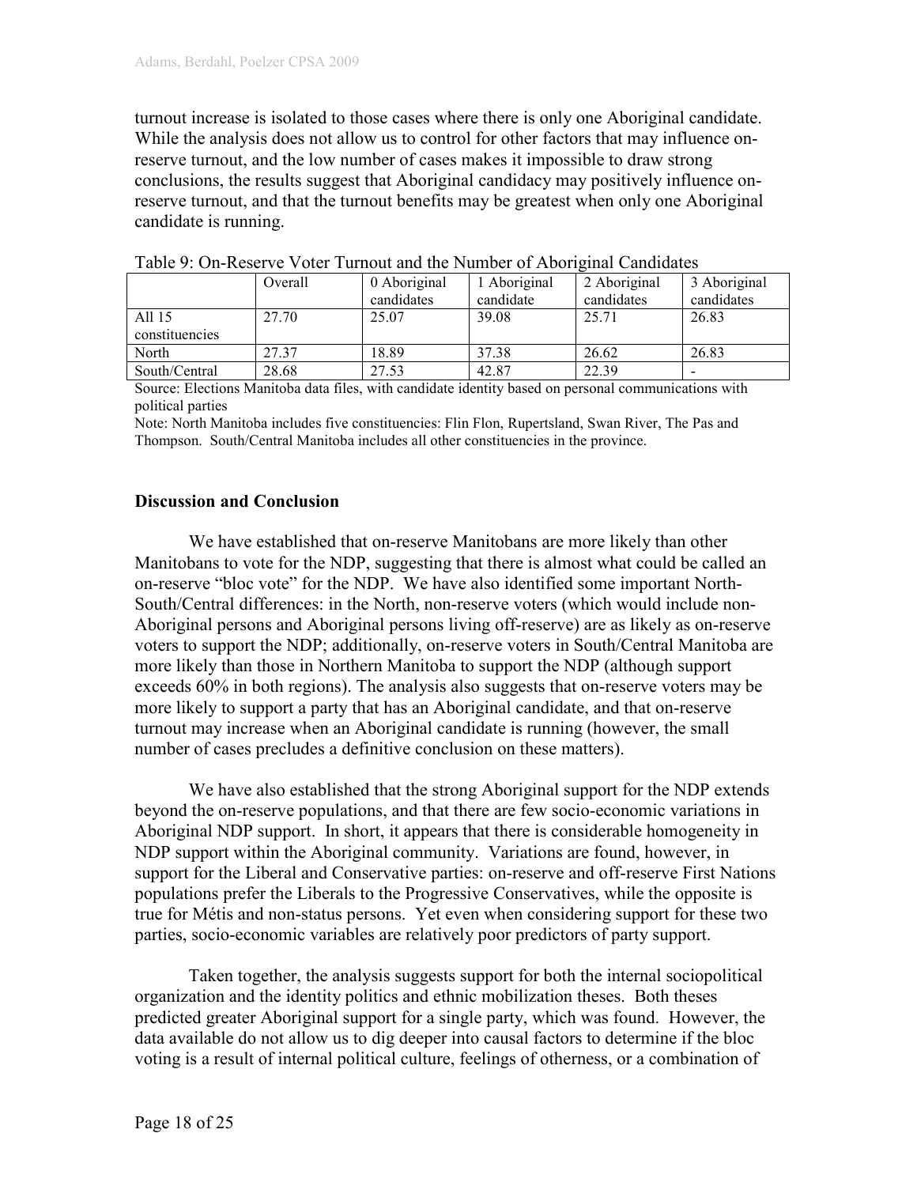turnout increase is isolated to those cases where there is only one Aboriginal candidate. While the analysis does not allow us to control for other factors that may influence on-reserve turnout, and the low number of cases makes it impossible to draw strong conclusions, the results suggest that Aboriginal candidacy may positively influence on-reserve turnout, and that the turnout benefits may be greatest when only one Aboriginal candidate is running.

Table 9: On-Reserve Voter Turnout and the Number of Aboriginal Candidates

| | Overall | 0 Aboriginal candidates | 1 Aboriginal candidate | 2 Aboriginal candidates | 3 Aboriginal candidates |
|---|---|---|---|---|---|
| All 15 constituencies | 27.70 | 25.07 | 39.08 | 25.71 | 26.83 |
| North | 27.37 | 18.89 | 37.38 | 26.62 | 26.83 |
| South/Central | 28.68 | 27.53 | 42.87 | 22.39 | - |

Source: Elections Manitoba data files, with candidate identity based on personal communications with political parties

Note: North Manitoba includes five constituencies: Flin Flon, Rupertsland, Swan River, The Pas and Thompson. South/Central Manitoba includes all other constituencies in the province.

## Discussion and Conclusion

We have established that on-reserve Manitobans are more likely than other Manitobans to vote for the NDP, suggesting that there is almost what could be called an on-reserve "bloc vote" for the NDP. We have also identified some important North-South/Central differences: in the North, non-reserve voters (which would include non-Aboriginal persons and Aboriginal persons living off-reserve) are as likely as on-reserve voters to support the NDP; additionally, on-reserve voters in South/Central Manitoba are more likely than those in Northern Manitoba to support the NDP (although support exceeds 60% in both regions). The analysis also suggests that on-reserve voters may be more likely to support a party that has an Aboriginal candidate, and that on-reserve turnout may increase when an Aboriginal candidate is running (however, the small number of cases precludes a definitive conclusion on these matters).

We have also established that the strong Aboriginal support for the NDP extends beyond the on-reserve populations, and that there are few socio-economic variations in Aboriginal NDP support. In short, it appears that there is considerable homogeneity in NDP support within the Aboriginal community. Variations are found, however, in support for the Liberal and Conservative parties: on-reserve and off-reserve First Nations populations prefer the Liberals to the Progressive Conservatives, while the opposite is true for Métis and non-status persons. Yet even when considering support for these two parties, socio-economic variables are relatively poor predictors of party support.

Taken together, the analysis suggests support for both the internal sociopolitical organization and the identity politics and ethnic mobilization theses. Both theses predicted greater Aboriginal support for a single party, which was found. However, the data available do not allow us to dig deeper into causal factors to determine if the bloc voting is a result of internal political culture, feelings of otherness, or a combination of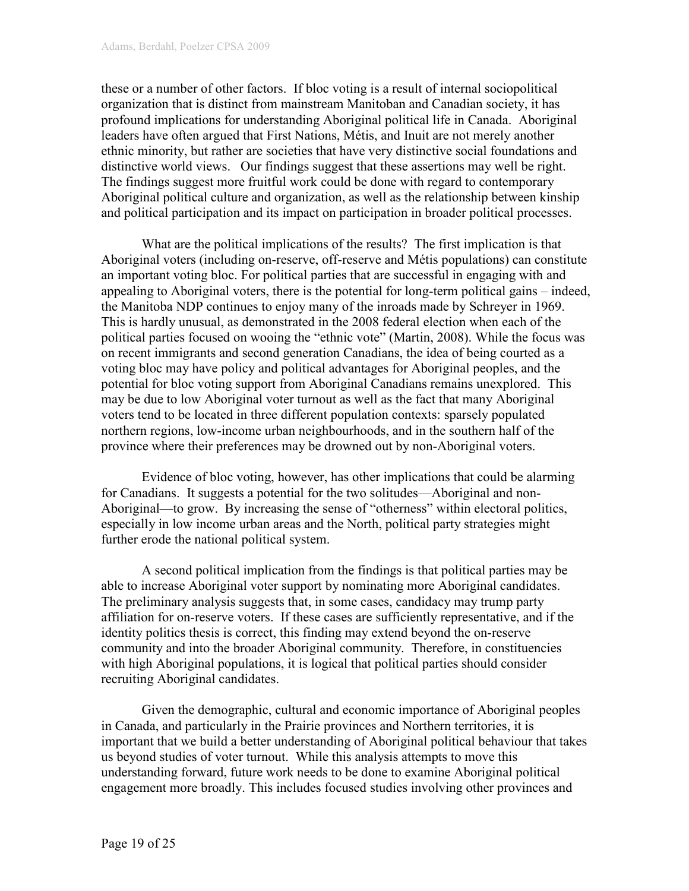these or a number of other factors. If bloc voting is a result of internal sociopolitical organization that is distinct from mainstream Manitoban and Canadian society, it has profound implications for understanding Aboriginal political life in Canada. Aboriginal leaders have often argued that First Nations, Métis, and Inuit are not merely another ethnic minority, but rather are societies that have very distinctive social foundations and distinctive world views. Our findings suggest that these assertions may well be right. The findings suggest more fruitful work could be done with regard to contemporary Aboriginal political culture and organization, as well as the relationship between kinship and political participation and its impact on participation in broader political processes.

What are the political implications of the results? The first implication is that Aboriginal voters (including on-reserve, off-reserve and Métis populations) can constitute an important voting bloc. For political parties that are successful in engaging with and appealing to Aboriginal voters, there is the potential for long-term political gains – indeed, the Manitoba NDP continues to enjoy many of the inroads made by Schreyer in 1969. This is hardly unusual, as demonstrated in the 2008 federal election when each of the political parties focused on wooing the "ethnic vote" (Martin, 2008). While the focus was on recent immigrants and second generation Canadians, the idea of being courted as a voting bloc may have policy and political advantages for Aboriginal peoples, and the potential for bloc voting support from Aboriginal Canadians remains unexplored. This may be due to low Aboriginal voter turnout as well as the fact that many Aboriginal voters tend to be located in three different population contexts: sparsely populated northern regions, low-income urban neighbourhoods, and in the southern half of the province where their preferences may be drowned out by non-Aboriginal voters.

Evidence of bloc voting, however, has other implications that could be alarming for Canadians. It suggests a potential for the two solitudes—Aboriginal and non-Aboriginal—to grow. By increasing the sense of "otherness" within electoral politics, especially in low income urban areas and the North, political party strategies might further erode the national political system.

A second political implication from the findings is that political parties may be able to increase Aboriginal voter support by nominating more Aboriginal candidates. The preliminary analysis suggests that, in some cases, candidacy may trump party affiliation for on-reserve voters. If these cases are sufficiently representative, and if the identity politics thesis is correct, this finding may extend beyond the on-reserve community and into the broader Aboriginal community. Therefore, in constituencies with high Aboriginal populations, it is logical that political parties should consider recruiting Aboriginal candidates.

Given the demographic, cultural and economic importance of Aboriginal peoples in Canada, and particularly in the Prairie provinces and Northern territories, it is important that we build a better understanding of Aboriginal political behaviour that takes us beyond studies of voter turnout. While this analysis attempts to move this understanding forward, future work needs to be done to examine Aboriginal political engagement more broadly. This includes focused studies involving other provinces and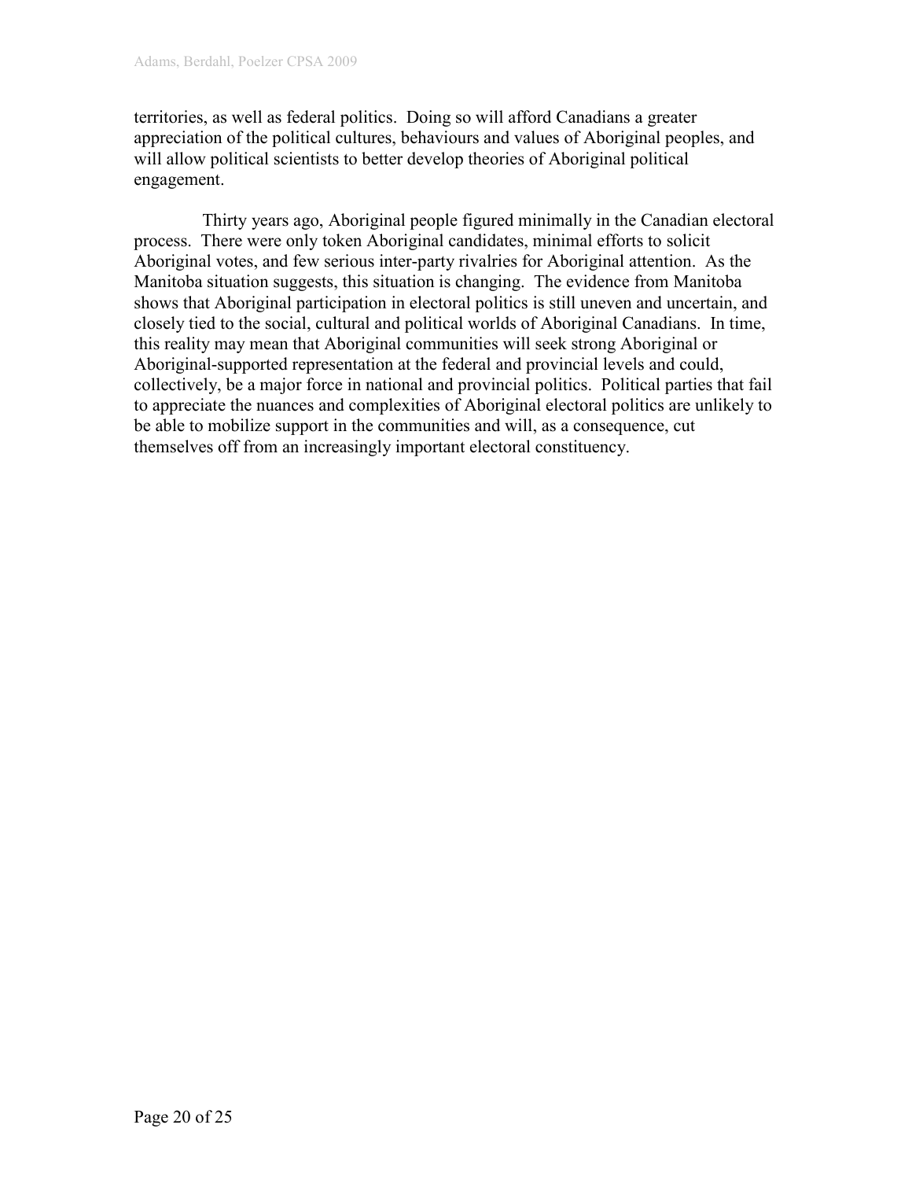territories, as well as federal politics. Doing so will afford Canadians a greater appreciation of the political cultures, behaviours and values of Aboriginal peoples, and will allow political scientists to better develop theories of Aboriginal political engagement.

Thirty years ago, Aboriginal people figured minimally in the Canadian electoral process. There were only token Aboriginal candidates, minimal efforts to solicit Aboriginal votes, and few serious inter-party rivalries for Aboriginal attention. As the Manitoba situation suggests, this situation is changing. The evidence from Manitoba shows that Aboriginal participation in electoral politics is still uneven and uncertain, and closely tied to the social, cultural and political worlds of Aboriginal Canadians. In time, this reality may mean that Aboriginal communities will seek strong Aboriginal or Aboriginal-supported representation at the federal and provincial levels and could, collectively, be a major force in national and provincial politics. Political parties that fail to appreciate the nuances and complexities of Aboriginal electoral politics are unlikely to be able to mobilize support in the communities and will, as a consequence, cut themselves off from an increasingly important electoral constituency.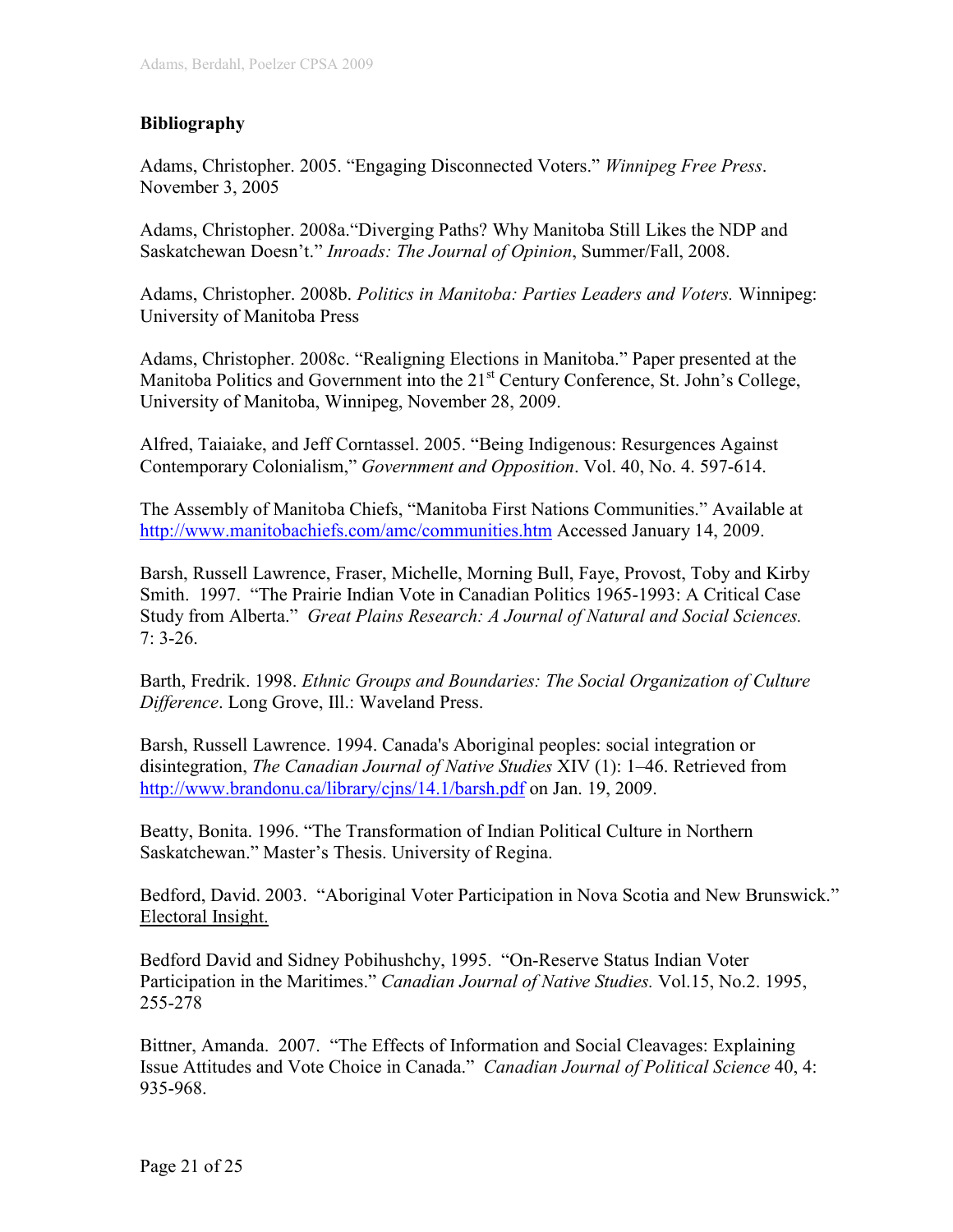**Bibliography**

Adams, Christopher. 2005. "Engaging Disconnected Voters." *Winnipeg Free Press*. November 3, 2005

Adams, Christopher. 2008a."Diverging Paths? Why Manitoba Still Likes the NDP and Saskatchewan Doesn't." *Inroads: The Journal of Opinion*, Summer/Fall, 2008.

Adams, Christopher. 2008b. *Politics in Manitoba: Parties Leaders and Voters.* Winnipeg: University of Manitoba Press

Adams, Christopher. 2008c. "Realigning Elections in Manitoba." Paper presented at the Manitoba Politics and Government into the 21st Century Conference, St. John's College, University of Manitoba, Winnipeg, November 28, 2009.

Alfred, Taiaiake, and Jeff Corntassel. 2005. "Being Indigenous: Resurgences Against Contemporary Colonialism," *Government and Opposition*. Vol. 40, No. 4. 597-614.

The Assembly of Manitoba Chiefs, "Manitoba First Nations Communities." Available at http://www.manitobachiefs.com/amc/communities.htm Accessed January 14, 2009.

Barsh, Russell Lawrence, Fraser, Michelle, Morning Bull, Faye, Provost, Toby and Kirby Smith. 1997. "The Prairie Indian Vote in Canadian Politics 1965-1993: A Critical Case Study from Alberta." *Great Plains Research: A Journal of Natural and Social Sciences.* 7: 3-26.

Barth, Fredrik. 1998. *Ethnic Groups and Boundaries: The Social Organization of Culture Difference*. Long Grove, Ill.: Waveland Press.

Barsh, Russell Lawrence. 1994. Canada's Aboriginal peoples: social integration or disintegration, *The Canadian Journal of Native Studies* XIV (1): 1–46. Retrieved from http://www.brandonu.ca/library/cjns/14.1/barsh.pdf on Jan. 19, 2009.

Beatty, Bonita. 1996. "The Transformation of Indian Political Culture in Northern Saskatchewan." Master's Thesis. University of Regina.

Bedford, David. 2003. "Aboriginal Voter Participation in Nova Scotia and New Brunswick." Electoral Insight.

Bedford David and Sidney Pobihushchy, 1995. "On-Reserve Status Indian Voter Participation in the Maritimes." *Canadian Journal of Native Studies.* Vol.15, No.2. 1995, 255-278

Bittner, Amanda. 2007. "The Effects of Information and Social Cleavages: Explaining Issue Attitudes and Vote Choice in Canada." *Canadian Journal of Political Science* 40, 4: 935-968.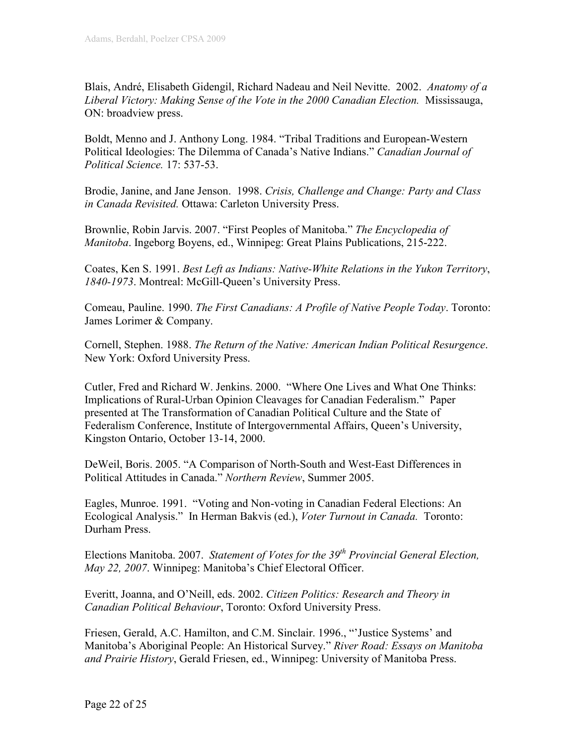Blais, André, Elisabeth Gidengil, Richard Nadeau and Neil Nevitte. 2002. *Anatomy of a Liberal Victory: Making Sense of the Vote in the 2000 Canadian Election.* Mississauga, ON: broadview press.

Boldt, Menno and J. Anthony Long. 1984. "Tribal Traditions and European-Western Political Ideologies: The Dilemma of Canada's Native Indians." *Canadian Journal of Political Science.* 17: 537-53.

Brodie, Janine, and Jane Jenson. 1998. *Crisis, Challenge and Change: Party and Class in Canada Revisited.* Ottawa: Carleton University Press.

Brownlie, Robin Jarvis. 2007. "First Peoples of Manitoba." *The Encyclopedia of Manitoba*. Ingeborg Boyens, ed., Winnipeg: Great Plains Publications, 215-222.

Coates, Ken S. 1991. *Best Left as Indians: Native-White Relations in the Yukon Territory, 1840-1973*. Montreal: McGill-Queen's University Press.

Comeau, Pauline. 1990. *The First Canadians: A Profile of Native People Today*. Toronto: James Lorimer & Company.

Cornell, Stephen. 1988. *The Return of the Native: American Indian Political Resurgence*. New York: Oxford University Press.

Cutler, Fred and Richard W. Jenkins. 2000. "Where One Lives and What One Thinks: Implications of Rural-Urban Opinion Cleavages for Canadian Federalism." Paper presented at The Transformation of Canadian Political Culture and the State of Federalism Conference, Institute of Intergovernmental Affairs, Queen's University, Kingston Ontario, October 13-14, 2000.

DeWeil, Boris. 2005. "A Comparison of North-South and West-East Differences in Political Attitudes in Canada." *Northern Review*, Summer 2005.

Eagles, Munroe. 1991. "Voting and Non-voting in Canadian Federal Elections: An Ecological Analysis." In Herman Bakvis (ed.), *Voter Turnout in Canada.* Toronto: Durham Press.

Elections Manitoba. 2007. *Statement of Votes for the 39th Provincial General Election, May 22, 2007*. Winnipeg: Manitoba's Chief Electoral Officer.

Everitt, Joanna, and O'Neill, eds. 2002. *Citizen Politics: Research and Theory in Canadian Political Behaviour*, Toronto: Oxford University Press.

Friesen, Gerald, A.C. Hamilton, and C.M. Sinclair. 1996., "'Justice Systems' and Manitoba's Aboriginal People: An Historical Survey." *River Road: Essays on Manitoba and Prairie History*, Gerald Friesen, ed., Winnipeg: University of Manitoba Press.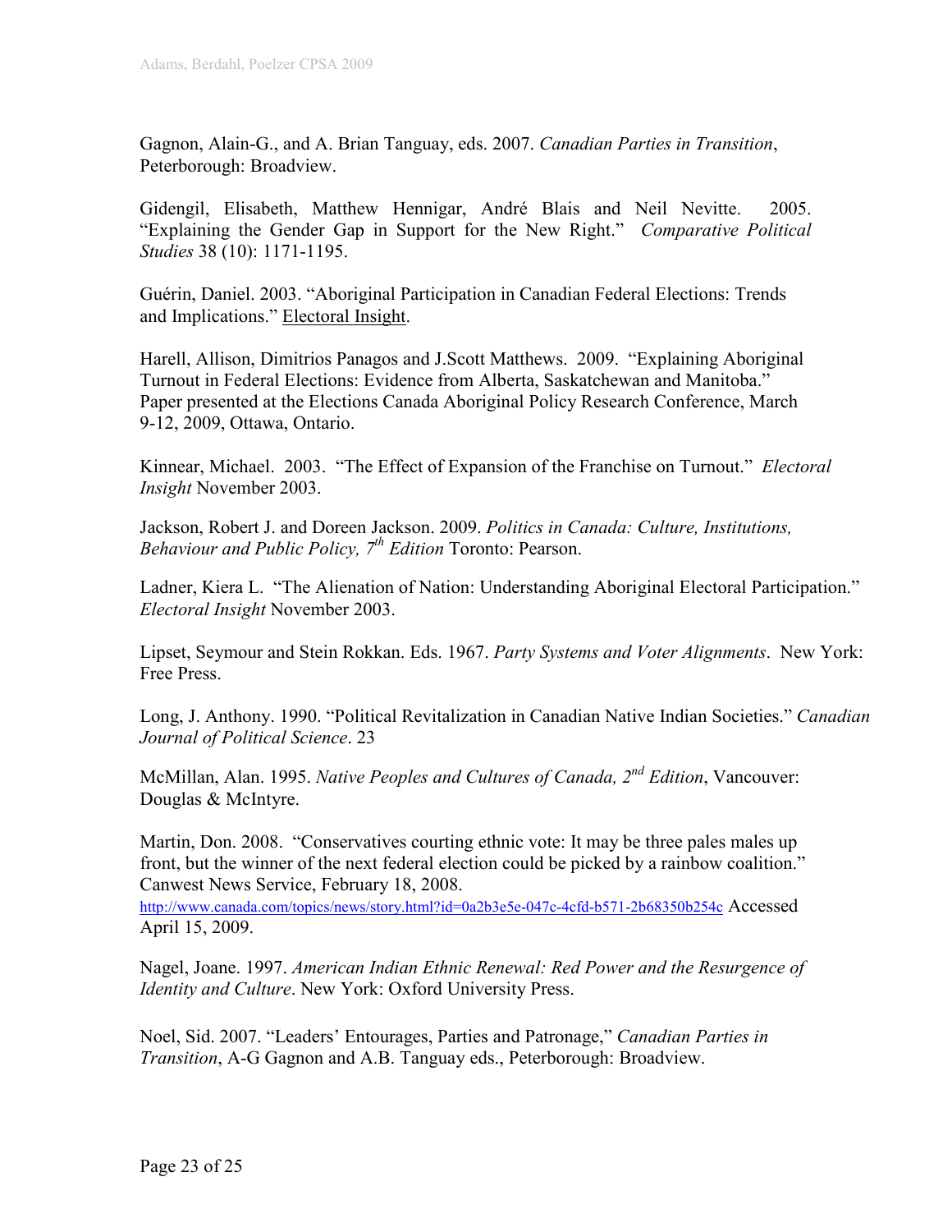Gagnon, Alain-G., and A. Brian Tanguay, eds. 2007. *Canadian Parties in Transition*, Peterborough: Broadview.

Gidengil, Elisabeth, Matthew Hennigar, André Blais and Neil Nevitte. 2005. "Explaining the Gender Gap in Support for the New Right." *Comparative Political Studies* 38 (10): 1171-1195.

Guérin, Daniel. 2003. "Aboriginal Participation in Canadian Federal Elections: Trends and Implications." Electoral Insight.

Harell, Allison, Dimitrios Panagos and J.Scott Matthews. 2009. "Explaining Aboriginal Turnout in Federal Elections: Evidence from Alberta, Saskatchewan and Manitoba." Paper presented at the Elections Canada Aboriginal Policy Research Conference, March 9-12, 2009, Ottawa, Ontario.

Kinnear, Michael. 2003. "The Effect of Expansion of the Franchise on Turnout." *Electoral Insight* November 2003.

Jackson, Robert J. and Doreen Jackson. 2009. *Politics in Canada: Culture, Institutions, Behaviour and Public Policy, 7th Edition* Toronto: Pearson.

Ladner, Kiera L. "The Alienation of Nation: Understanding Aboriginal Electoral Participation." *Electoral Insight* November 2003.

Lipset, Seymour and Stein Rokkan. Eds. 1967. *Party Systems and Voter Alignments*. New York: Free Press.

Long, J. Anthony. 1990. "Political Revitalization in Canadian Native Indian Societies." *Canadian Journal of Political Science*. 23

McMillan, Alan. 1995. *Native Peoples and Cultures of Canada, 2nd Edition*, Vancouver: Douglas & McIntyre.

Martin, Don. 2008. "Conservatives courting ethnic vote: It may be three pales males up front, but the winner of the next federal election could be picked by a rainbow coalition." Canwest News Service, February 18, 2008. http://www.canada.com/topics/news/story.html?id=0a2b3e5e-047c-4cfd-b571-2b68350b254c Accessed April 15, 2009.

Nagel, Joane. 1997. *American Indian Ethnic Renewal: Red Power and the Resurgence of Identity and Culture*. New York: Oxford University Press.

Noel, Sid. 2007. "Leaders' Entourages, Parties and Patronage," *Canadian Parties in Transition*, A-G Gagnon and A.B. Tanguay eds., Peterborough: Broadview.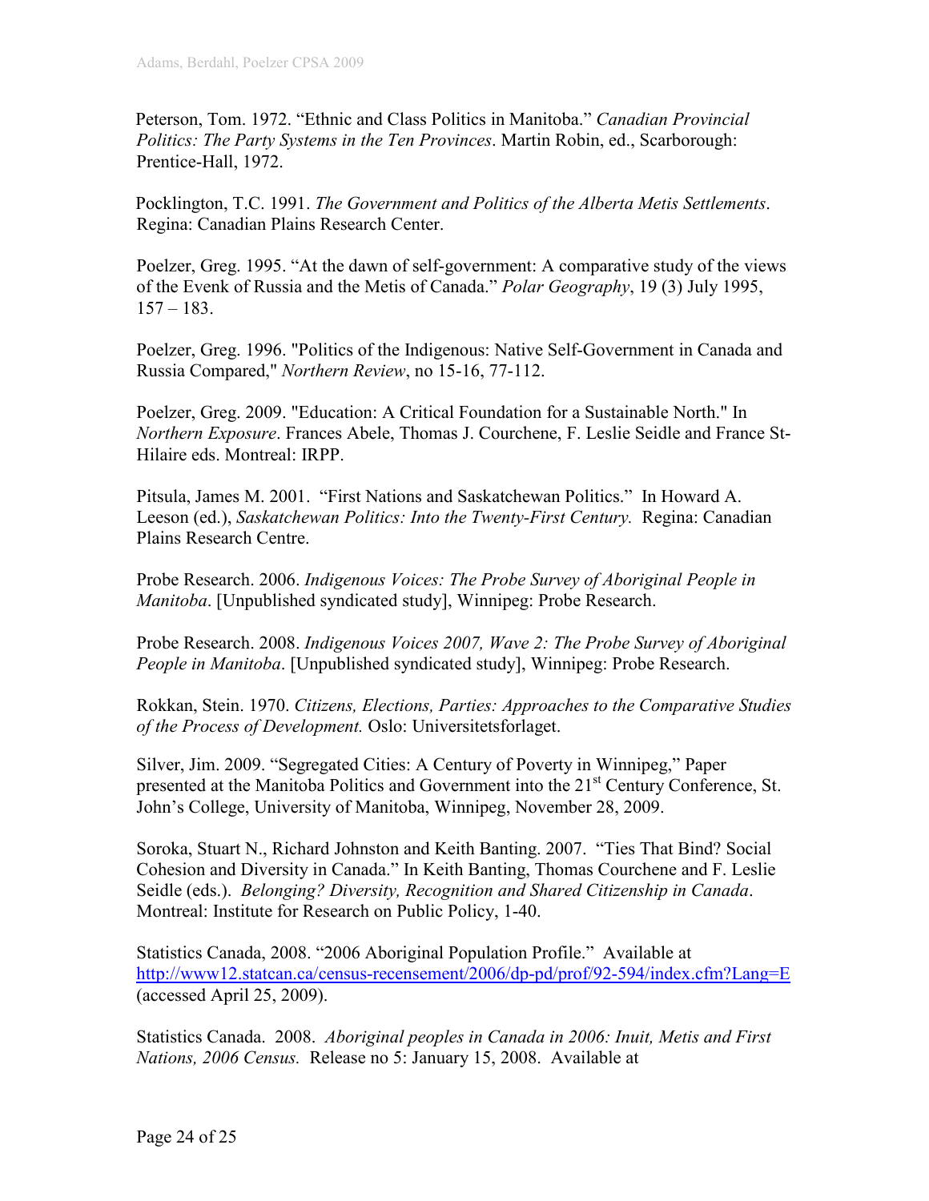Peterson, Tom. 1972. "Ethnic and Class Politics in Manitoba." *Canadian Provincial Politics: The Party Systems in the Ten Provinces*. Martin Robin, ed., Scarborough: Prentice-Hall, 1972.

Pocklington, T.C. 1991. *The Government and Politics of the Alberta Metis Settlements*. Regina: Canadian Plains Research Center.

Poelzer, Greg. 1995. "At the dawn of self-government: A comparative study of the views of the Evenk of Russia and the Metis of Canada." *Polar Geography*, 19 (3) July 1995, 157 – 183.

Poelzer, Greg. 1996. "Politics of the Indigenous: Native Self-Government in Canada and Russia Compared," *Northern Review*, no 15-16, 77-112.

Poelzer, Greg. 2009. "Education: A Critical Foundation for a Sustainable North." In *Northern Exposure*. Frances Abele, Thomas J. Courchene, F. Leslie Seidle and France St-Hilaire eds. Montreal: IRPP.

Pitsula, James M. 2001. "First Nations and Saskatchewan Politics." In Howard A. Leeson (ed.), *Saskatchewan Politics: Into the Twenty-First Century.* Regina: Canadian Plains Research Centre.

Probe Research. 2006. *Indigenous Voices: The Probe Survey of Aboriginal People in Manitoba*. [Unpublished syndicated study], Winnipeg: Probe Research.

Probe Research. 2008. *Indigenous Voices 2007, Wave 2: The Probe Survey of Aboriginal People in Manitoba*. [Unpublished syndicated study], Winnipeg: Probe Research.

Rokkan, Stein. 1970. *Citizens, Elections, Parties: Approaches to the Comparative Studies of the Process of Development.* Oslo: Universitetsforlaget.

Silver, Jim. 2009. "Segregated Cities: A Century of Poverty in Winnipeg," Paper presented at the Manitoba Politics and Government into the 21st Century Conference, St. John's College, University of Manitoba, Winnipeg, November 28, 2009.

Soroka, Stuart N., Richard Johnston and Keith Banting. 2007. "Ties That Bind? Social Cohesion and Diversity in Canada." In Keith Banting, Thomas Courchene and F. Leslie Seidle (eds.). *Belonging? Diversity, Recognition and Shared Citizenship in Canada*. Montreal: Institute for Research on Public Policy, 1-40.

Statistics Canada, 2008. "2006 Aboriginal Population Profile." Available at http://www12.statcan.ca/census-recensement/2006/dp-pd/prof/92-594/index.cfm?Lang=E (accessed April 25, 2009).

Statistics Canada. 2008. *Aboriginal peoples in Canada in 2006: Inuit, Metis and First Nations, 2006 Census.* Release no 5: January 15, 2008. Available at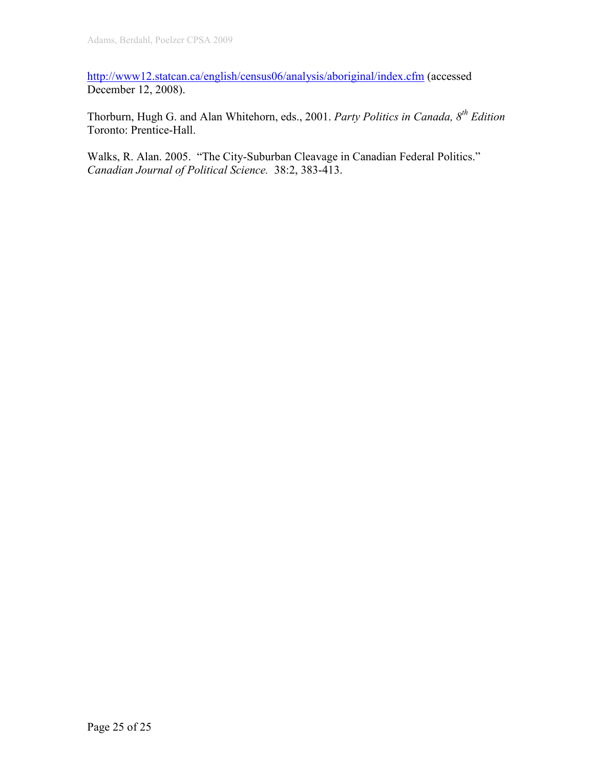http://www12.statcan.ca/english/census06/analysis/aboriginal/index.cfm (accessed December 12, 2008).

Thorburn, Hugh G. and Alan Whitehorn, eds., 2001. *Party Politics in Canada, 8th Edition* Toronto: Prentice-Hall.

Walks, R. Alan. 2005. "The City-Suburban Cleavage in Canadian Federal Politics." *Canadian Journal of Political Science.* 38:2, 383-413.